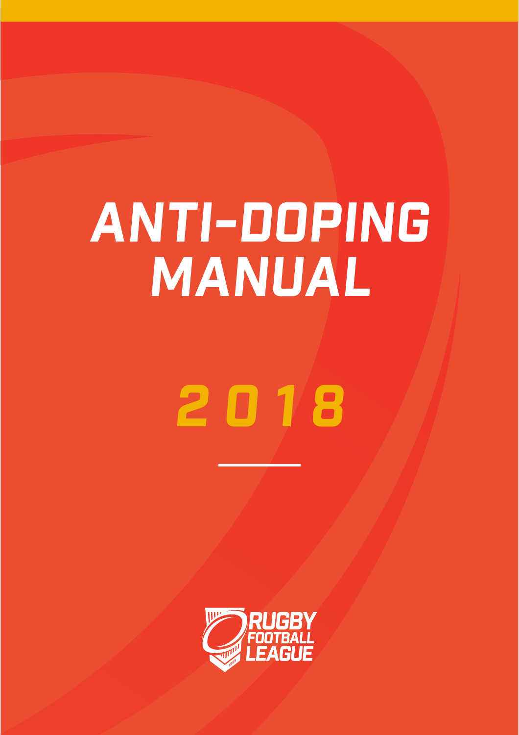# ANTI-DOPING MANUAL

## 2018

RUGBY FOOTBALL LEAGUE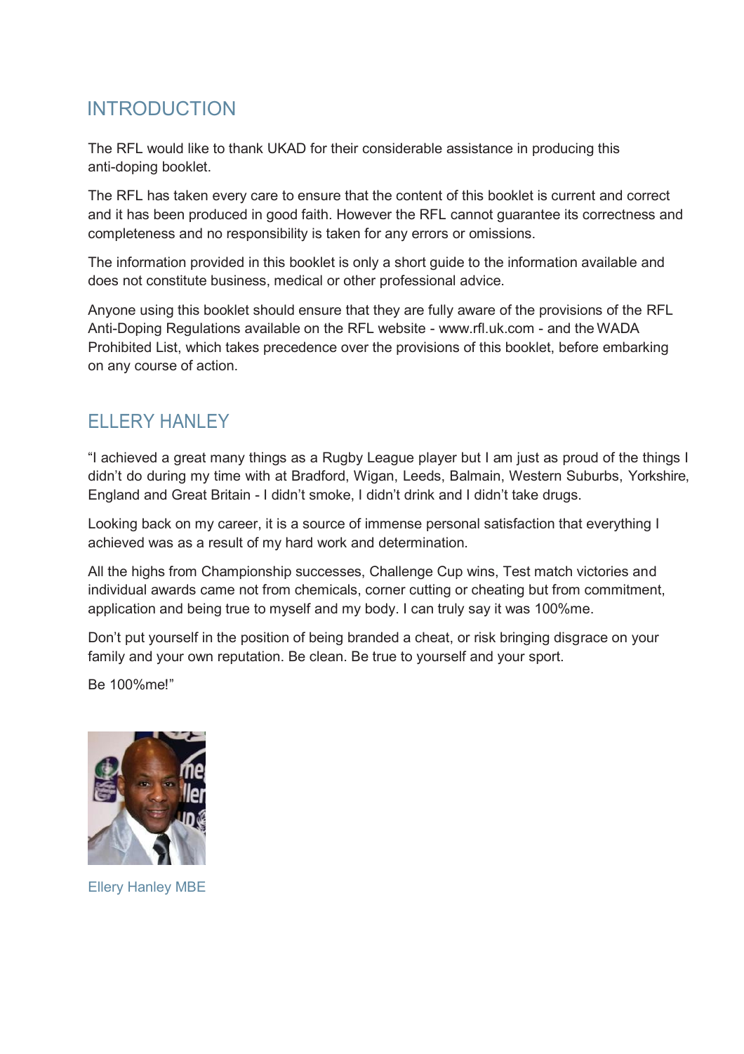## INTRODUCTION

The RFL would like to thank UKAD for their considerable assistance in producing this anti-doping booklet.

The RFL has taken every care to ensure that the content of this booklet is current and correct and it has been produced in good faith. However the RFL cannot guarantee its correctness and completeness and no responsibility is taken for any errors or omissions.

The information provided in this booklet is only a short guide to the information available and does not constitute business, medical or other professional advice.

Anyone using this booklet should ensure that they are fully aware of the provisions of the RFL Anti-Doping Regulations available on the RFL website - www.rfl.uk.com - and the WADA Prohibited List, which takes precedence over the provisions of this booklet, before embarking on any course of action.

## ELLERY HANLEY

"I achieved a great many things as a Rugby League player but I am just as proud of the things I didn't do during my time with at Bradford, Wigan, Leeds, Balmain, Western Suburbs, Yorkshire, England and Great Britain - I didn't smoke, I didn't drink and I didn't take drugs.

Looking back on my career, it is a source of immense personal satisfaction that everything I achieved was as a result of my hard work and determination.

All the highs from Championship successes, Challenge Cup wins, Test match victories and individual awards came not from chemicals, corner cutting or cheating but from commitment, application and being true to myself and my body. I can truly say it was 100%me.

Don't put yourself in the position of being branded a cheat, or risk bringing disgrace on your family and your own reputation. Be clean. Be true to yourself and your sport.

Be 100%me!"

Ellery Hanley MBE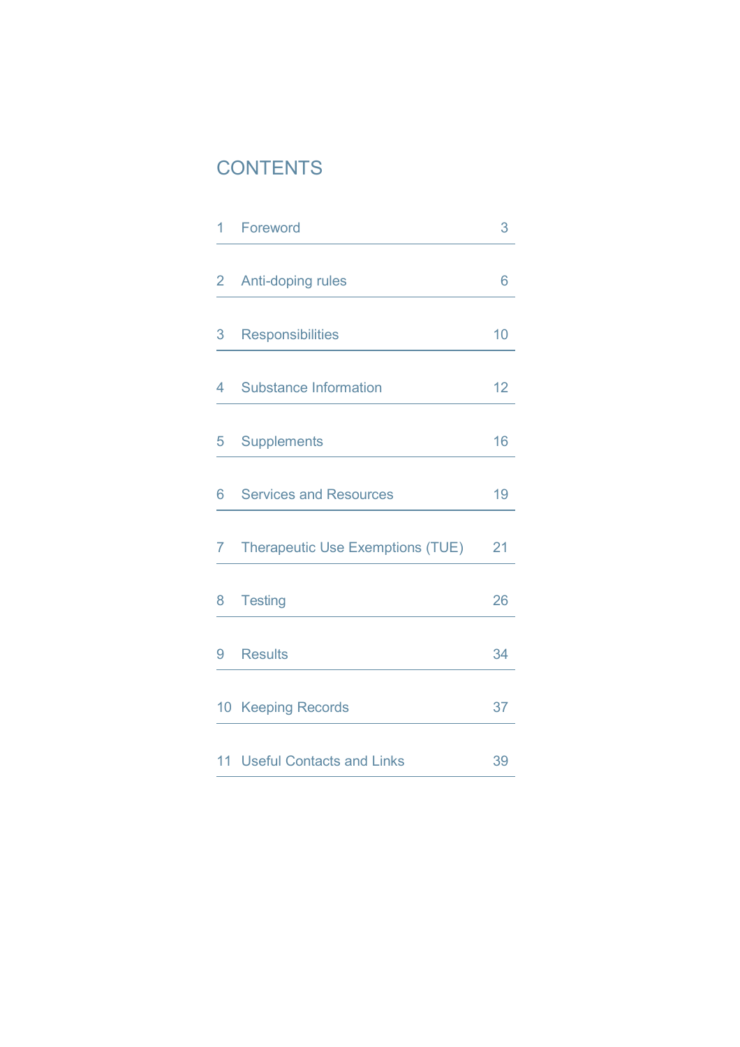# CONTENTS

| | | |
|---|---|---|
| 1 | Foreword | 3 |
| 2 | Anti-doping rules | 6 |
| 3 | Responsibilities | 10 |
| 4 | Substance Information | 12 |
| 5 | Supplements | 16 |
| 6 | Services and Resources | 19 |
| 7 | Therapeutic Use Exemptions (TUE) | 21 |
| 8 | Testing | 26 |
| 9 | Results | 34 |
| 10 | Keeping Records | 37 |
| 11 | Useful Contacts and Links | 39 |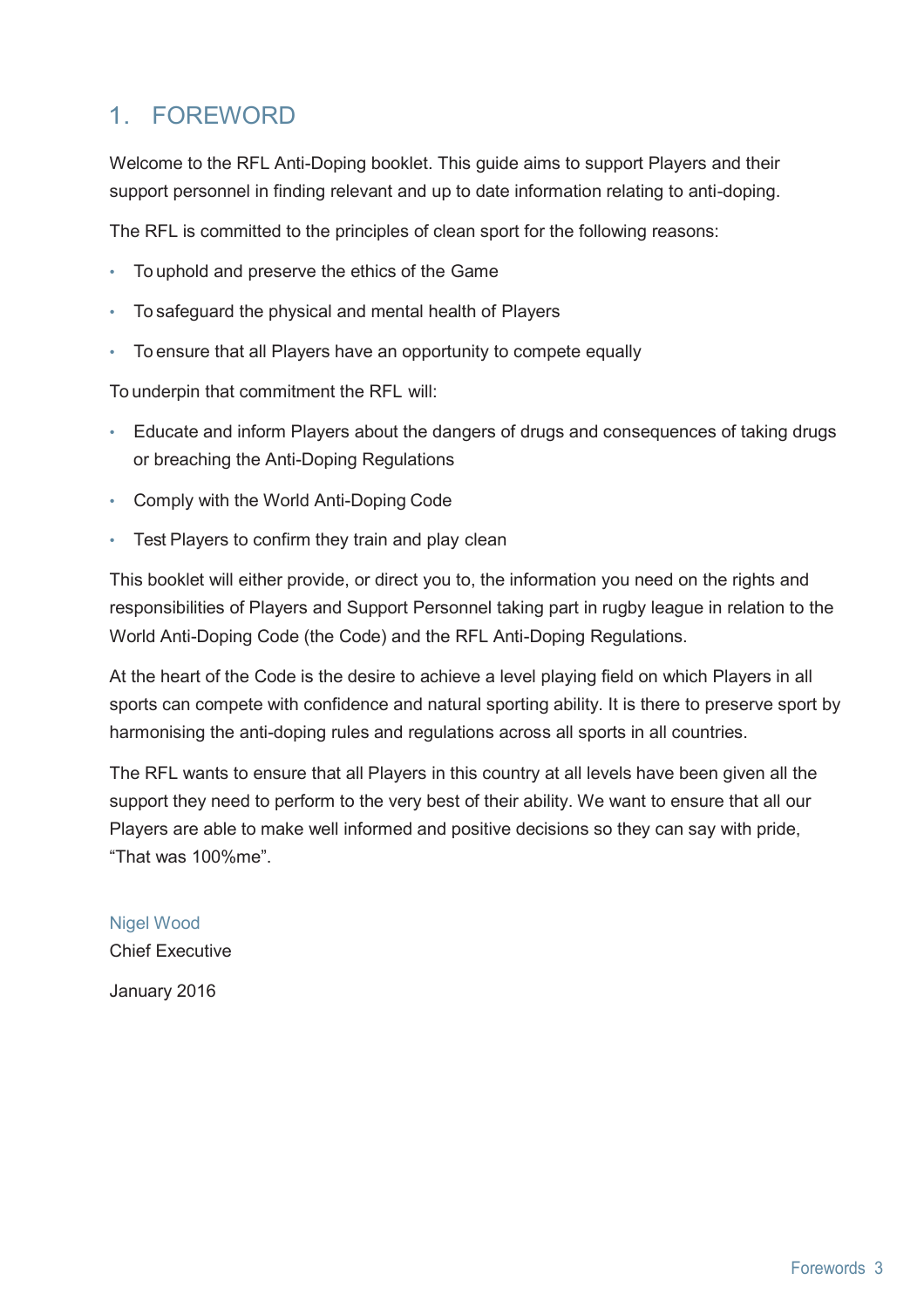# 1. FOREWORD

Welcome to the RFL Anti-Doping booklet. This guide aims to support Players and their support personnel in finding relevant and up to date information relating to anti-doping.

The RFL is committed to the principles of clean sport for the following reasons:

- To uphold and preserve the ethics of the Game
- To safeguard the physical and mental health of Players
- To ensure that all Players have an opportunity to compete equally

To underpin that commitment the RFL will:

- Educate and inform Players about the dangers of drugs and consequences of taking drugs or breaching the Anti-Doping Regulations
- Comply with the World Anti-Doping Code
- Test Players to confirm they train and play clean

This booklet will either provide, or direct you to, the information you need on the rights and responsibilities of Players and Support Personnel taking part in rugby league in relation to the World Anti-Doping Code (the Code) and the RFL Anti-Doping Regulations.

At the heart of the Code is the desire to achieve a level playing field on which Players in all sports can compete with confidence and natural sporting ability. It is there to preserve sport by harmonising the anti-doping rules and regulations across all sports in all countries.

The RFL wants to ensure that all Players in this country at all levels have been given all the support they need to perform to the very best of their ability. We want to ensure that all our Players are able to make well informed and positive decisions so they can say with pride, “That was 100%me”.

Nigel Wood
Chief Executive

January 2016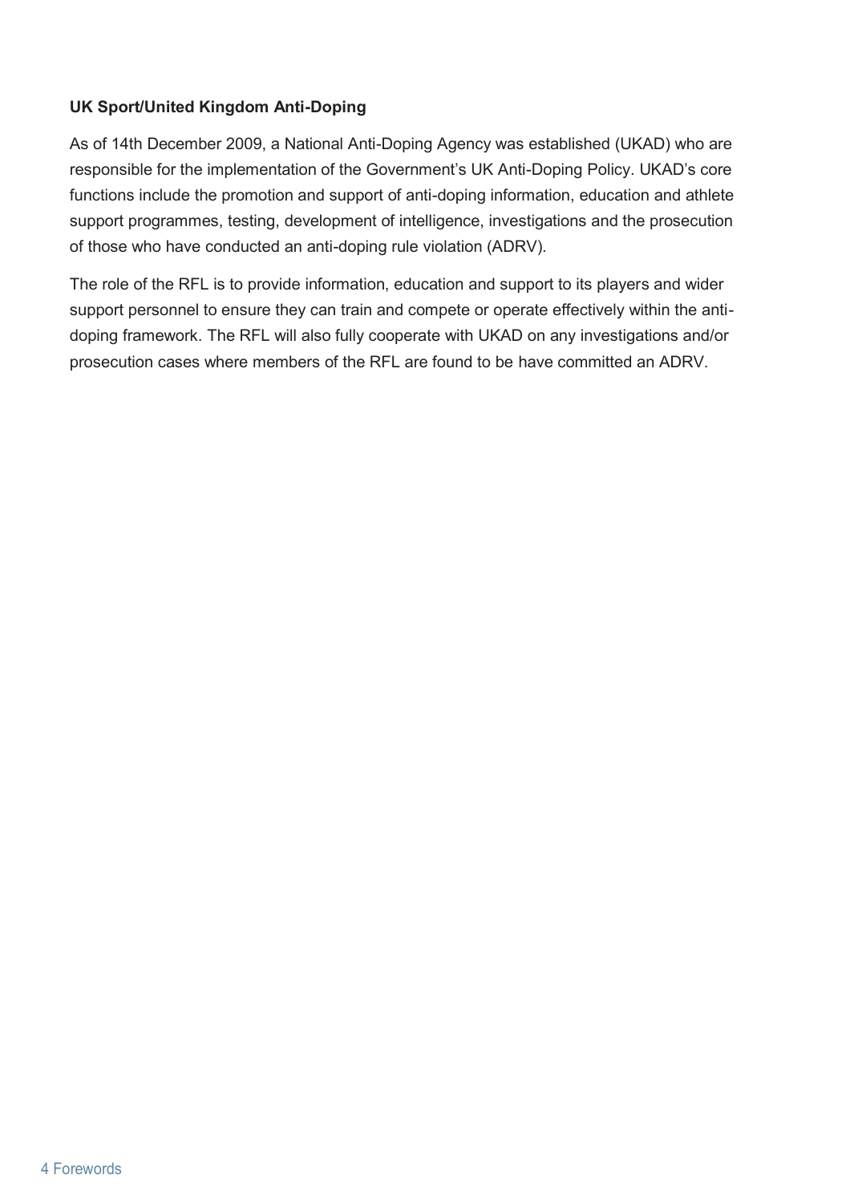**UK Sport/United Kingdom Anti-Doping**

As of 14th December 2009, a National Anti-Doping Agency was established (UKAD) who are responsible for the implementation of the Government's UK Anti-Doping Policy. UKAD's core functions include the promotion and support of anti-doping information, education and athlete support programmes, testing, development of intelligence, investigations and the prosecution of those who have conducted an anti-doping rule violation (ADRV).

The role of the RFL is to provide information, education and support to its players and wider support personnel to ensure they can train and compete or operate effectively within the anti-doping framework. The RFL will also fully cooperate with UKAD on any investigations and/or prosecution cases where members of the RFL are found to be have committed an ADRV.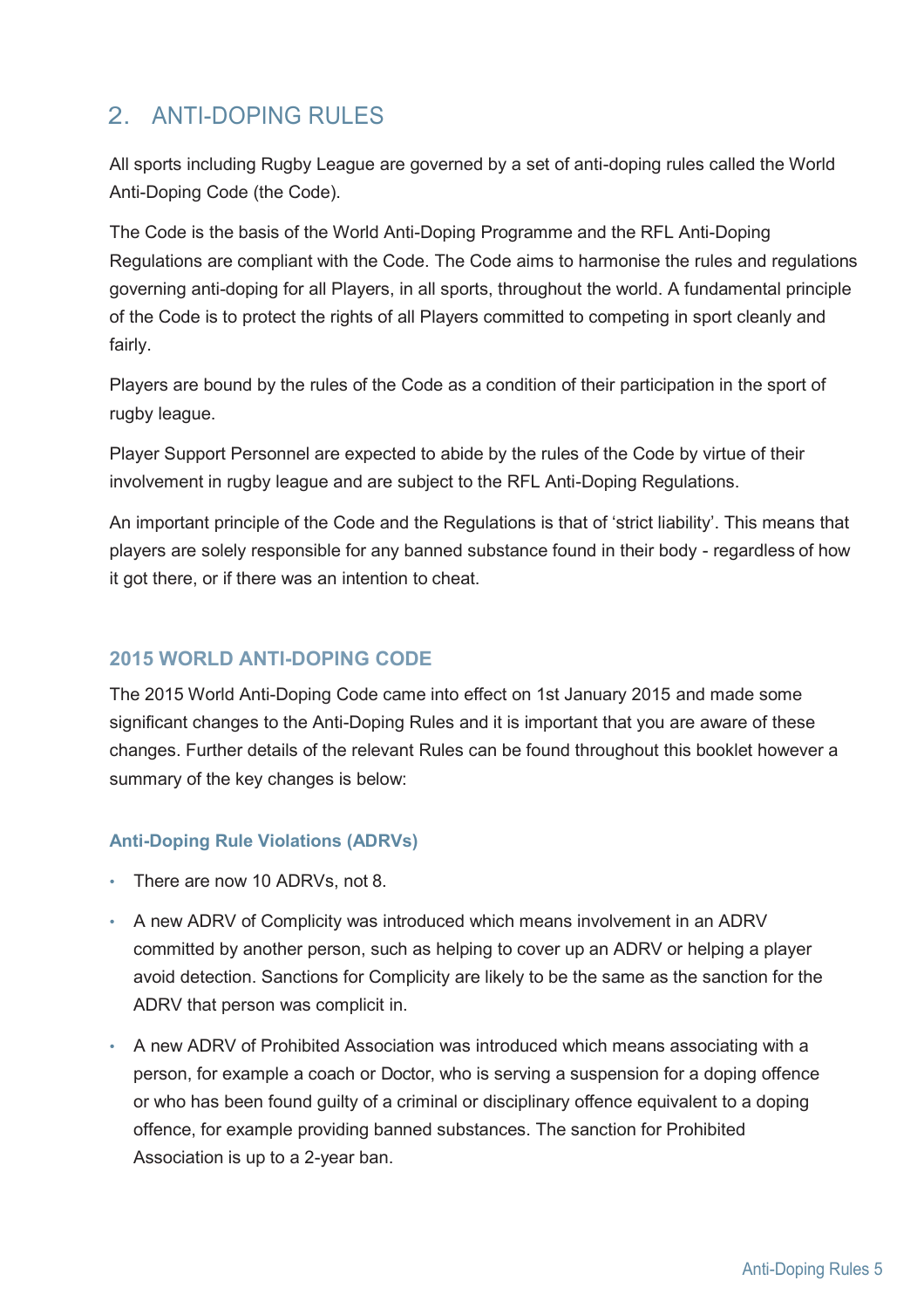## 2. ANTI-DOPING RULES

All sports including Rugby League are governed by a set of anti-doping rules called the World Anti-Doping Code (the Code).

The Code is the basis of the World Anti-Doping Programme and the RFL Anti-Doping Regulations are compliant with the Code. The Code aims to harmonise the rules and regulations governing anti-doping for all Players, in all sports, throughout the world. A fundamental principle of the Code is to protect the rights of all Players committed to competing in sport cleanly and fairly.

Players are bound by the rules of the Code as a condition of their participation in the sport of rugby league.

Player Support Personnel are expected to abide by the rules of the Code by virtue of their involvement in rugby league and are subject to the RFL Anti-Doping Regulations.

An important principle of the Code and the Regulations is that of 'strict liability'. This means that players are solely responsible for any banned substance found in their body - regardless of how it got there, or if there was an intention to cheat.

### 2015 WORLD ANTI-DOPING CODE

The 2015 World Anti-Doping Code came into effect on 1st January 2015 and made some significant changes to the Anti-Doping Rules and it is important that you are aware of these changes. Further details of the relevant Rules can be found throughout this booklet however a summary of the key changes is below:

#### Anti-Doping Rule Violations (ADRVs)

- There are now 10 ADRVs, not 8.
- A new ADRV of Complicity was introduced which means involvement in an ADRV committed by another person, such as helping to cover up an ADRV or helping a player avoid detection. Sanctions for Complicity are likely to be the same as the sanction for the ADRV that person was complicit in.
- A new ADRV of Prohibited Association was introduced which means associating with a person, for example a coach or Doctor, who is serving a suspension for a doping offence or who has been found guilty of a criminal or disciplinary offence equivalent to a doping offence, for example providing banned substances. The sanction for Prohibited Association is up to a 2-year ban.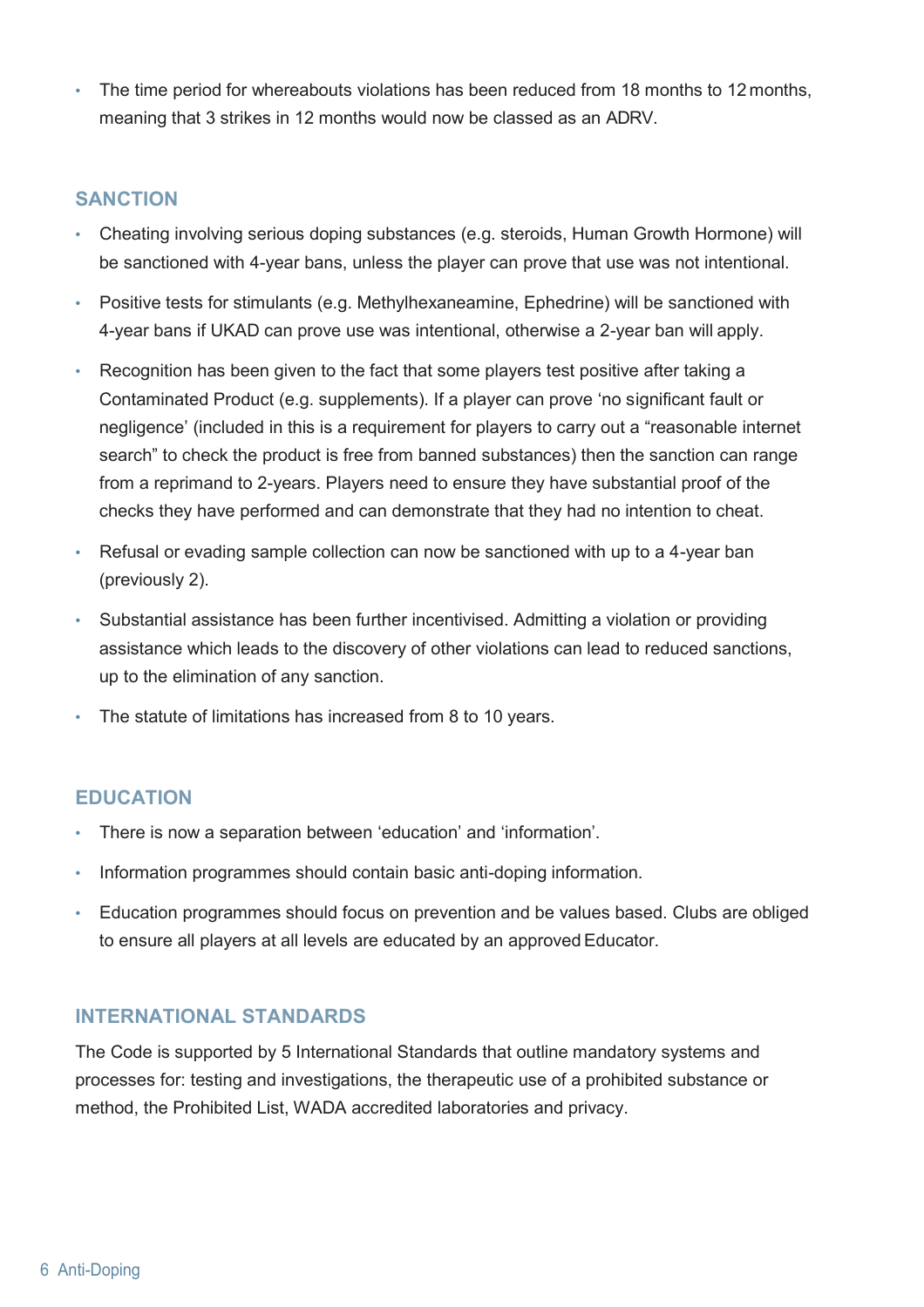- The time period for whereabouts violations has been reduced from 18 months to 12 months, meaning that 3 strikes in 12 months would now be classed as an ADRV.

## SANCTION

- Cheating involving serious doping substances (e.g. steroids, Human Growth Hormone) will be sanctioned with 4-year bans, unless the player can prove that use was not intentional.
- Positive tests for stimulants (e.g. Methylhexaneamine, Ephedrine) will be sanctioned with 4-year bans if UKAD can prove use was intentional, otherwise a 2-year ban will apply.
- Recognition has been given to the fact that some players test positive after taking a Contaminated Product (e.g. supplements). If a player can prove 'no significant fault or negligence' (included in this is a requirement for players to carry out a "reasonable internet search" to check the product is free from banned substances) then the sanction can range from a reprimand to 2-years. Players need to ensure they have substantial proof of the checks they have performed and can demonstrate that they had no intention to cheat.
- Refusal or evading sample collection can now be sanctioned with up to a 4-year ban (previously 2).
- Substantial assistance has been further incentivised. Admitting a violation or providing assistance which leads to the discovery of other violations can lead to reduced sanctions, up to the elimination of any sanction.
- The statute of limitations has increased from 8 to 10 years.

## EDUCATION

- There is now a separation between 'education' and 'information'.
- Information programmes should contain basic anti-doping information.
- Education programmes should focus on prevention and be values based. Clubs are obliged to ensure all players at all levels are educated by an approved Educator.

## INTERNATIONAL STANDARDS

The Code is supported by 5 International Standards that outline mandatory systems and processes for: testing and investigations, the therapeutic use of a prohibited substance or method, the Prohibited List, WADA accredited laboratories and privacy.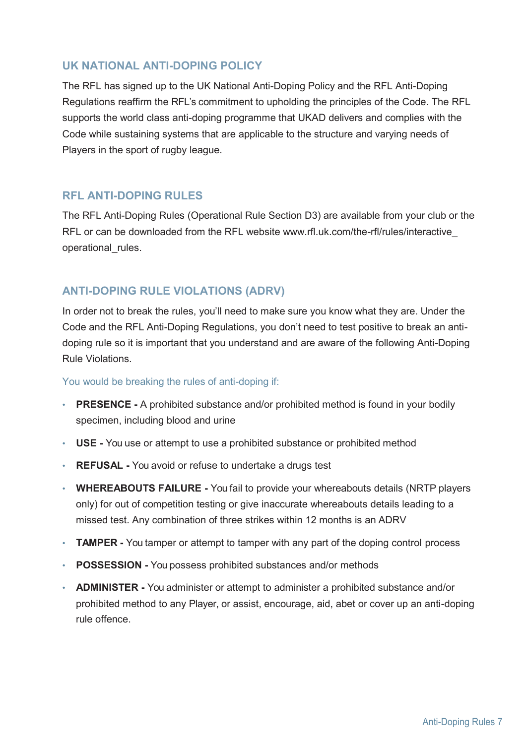## UK NATIONAL ANTI-DOPING POLICY

The RFL has signed up to the UK National Anti-Doping Policy and the RFL Anti-Doping Regulations reaffirm the RFL's commitment to upholding the principles of the Code. The RFL supports the world class anti-doping programme that UKAD delivers and complies with the Code while sustaining systems that are applicable to the structure and varying needs of Players in the sport of rugby league.

## RFL ANTI-DOPING RULES

The RFL Anti-Doping Rules (Operational Rule Section D3) are available from your club or the RFL or can be downloaded from the RFL website www.rfl.uk.com/the-rfl/rules/interactive_operational_rules.

## ANTI-DOPING RULE VIOLATIONS (ADRV)

In order not to break the rules, you'll need to make sure you know what they are. Under the Code and the RFL Anti-Doping Regulations, you don't need to test positive to break an anti-doping rule so it is important that you understand and are aware of the following Anti-Doping Rule Violations.

You would be breaking the rules of anti-doping if:

- **PRESENCE -** A prohibited substance and/or prohibited method is found in your bodily specimen, including blood and urine
- **USE -** You use or attempt to use a prohibited substance or prohibited method
- **REFUSAL -** You avoid or refuse to undertake a drugs test
- **WHEREABOUTS FAILURE -** You fail to provide your whereabouts details (NRTP players only) for out of competition testing or give inaccurate whereabouts details leading to a missed test. Any combination of three strikes within 12 months is an ADRV
- **TAMPER -** You tamper or attempt to tamper with any part of the doping control process
- **POSSESSION -** You possess prohibited substances and/or methods
- **ADMINISTER -** You administer or attempt to administer a prohibited substance and/or prohibited method to any Player, or assist, encourage, aid, abet or cover up an anti-doping rule offence.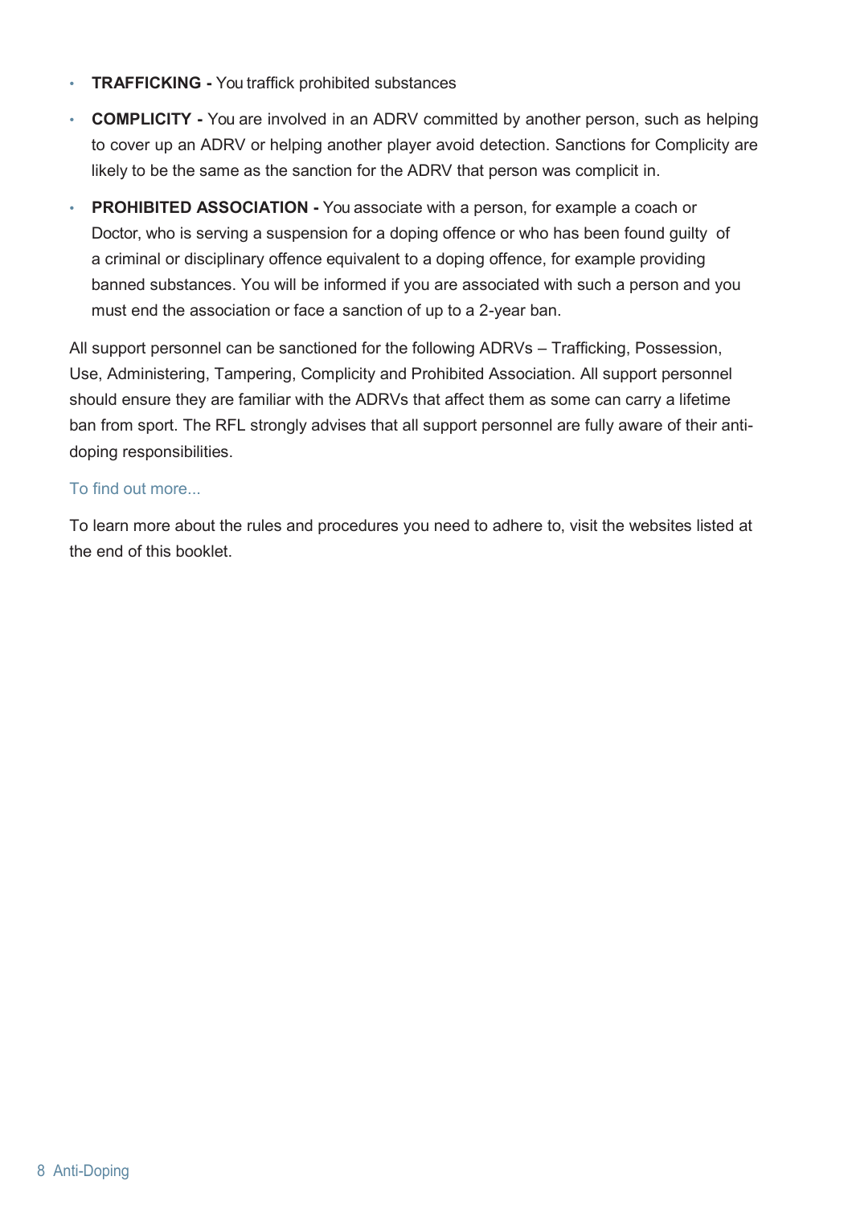- **TRAFFICKING -** You traffick prohibited substances
- **COMPLICITY -** You are involved in an ADRV committed by another person, such as helping to cover up an ADRV or helping another player avoid detection. Sanctions for Complicity are likely to be the same as the sanction for the ADRV that person was complicit in.
- **PROHIBITED ASSOCIATION -** You associate with a person, for example a coach or Doctor, who is serving a suspension for a doping offence or who has been found guilty of a criminal or disciplinary offence equivalent to a doping offence, for example providing banned substances. You will be informed if you are associated with such a person and you must end the association or face a sanction of up to a 2-year ban.

All support personnel can be sanctioned for the following ADRVs – Trafficking, Possession, Use, Administering, Tampering, Complicity and Prohibited Association. All support personnel should ensure they are familiar with the ADRVs that affect them as some can carry a lifetime ban from sport. The RFL strongly advises that all support personnel are fully aware of their anti-doping responsibilities.

### To find out more...

To learn more about the rules and procedures you need to adhere to, visit the websites listed at the end of this booklet.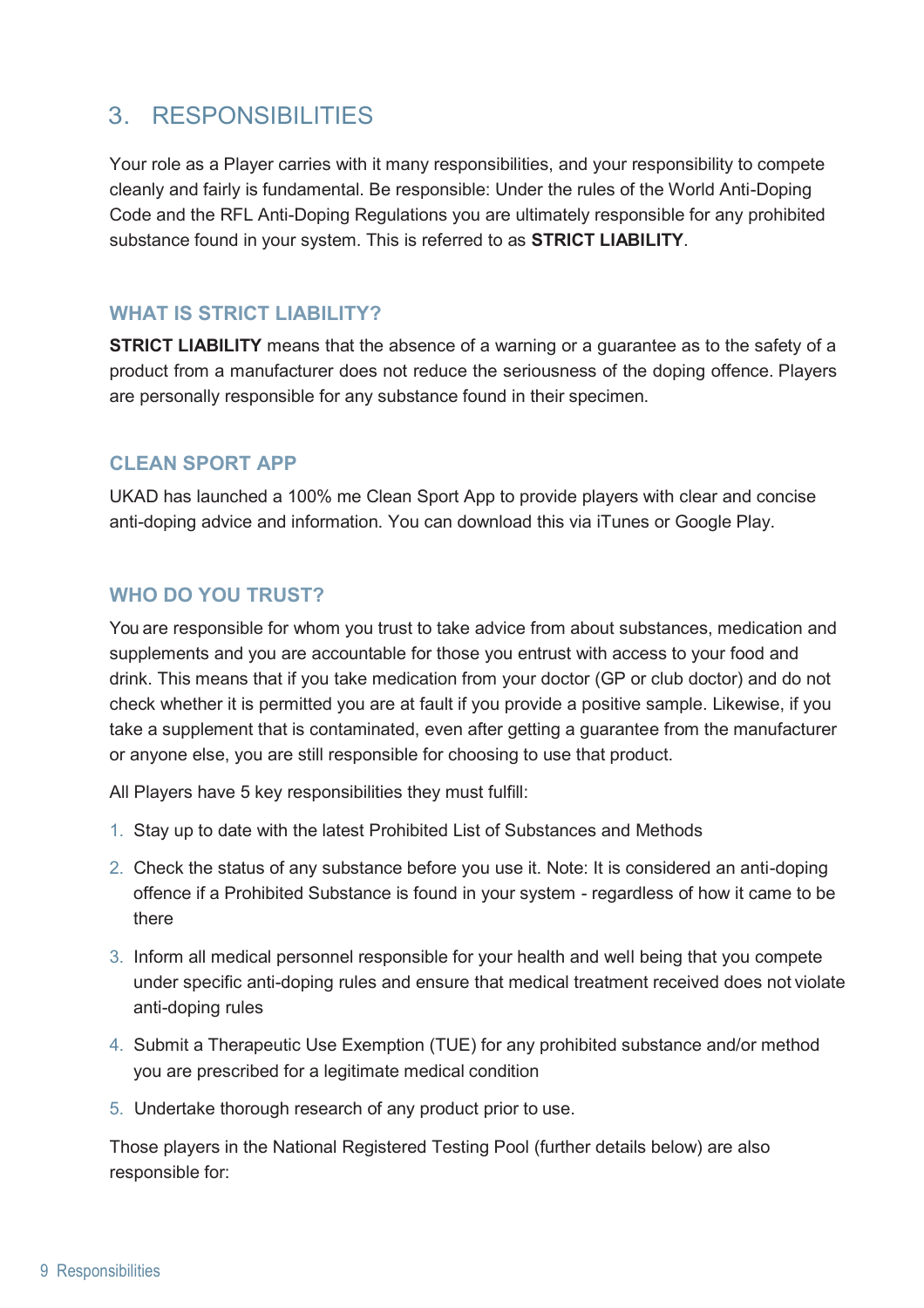# 3. RESPONSIBILITIES

Your role as a Player carries with it many responsibilities, and your responsibility to compete cleanly and fairly is fundamental. Be responsible: Under the rules of the World Anti-Doping Code and the RFL Anti-Doping Regulations you are ultimately responsible for any prohibited substance found in your system. This is referred to as **STRICT LIABILITY**.

## WHAT IS STRICT LIABILITY?

**STRICT LIABILITY** means that the absence of a warning or a guarantee as to the safety of a product from a manufacturer does not reduce the seriousness of the doping offence. Players are personally responsible for any substance found in their specimen.

## CLEAN SPORT APP

UKAD has launched a 100% me Clean Sport App to provide players with clear and concise anti-doping advice and information. You can download this via iTunes or Google Play.

## WHO DO YOU TRUST?

You are responsible for whom you trust to take advice from about substances, medication and supplements and you are accountable for those you entrust with access to your food and drink. This means that if you take medication from your doctor (GP or club doctor) and do not check whether it is permitted you are at fault if you provide a positive sample. Likewise, if you take a supplement that is contaminated, even after getting a guarantee from the manufacturer or anyone else, you are still responsible for choosing to use that product.

All Players have 5 key responsibilities they must fulfill:

1. Stay up to date with the latest Prohibited List of Substances and Methods
2. Check the status of any substance before you use it. Note: It is considered an anti-doping offence if a Prohibited Substance is found in your system - regardless of how it came to be there
3. Inform all medical personnel responsible for your health and well being that you compete under specific anti-doping rules and ensure that medical treatment received does not violate anti-doping rules
4. Submit a Therapeutic Use Exemption (TUE) for any prohibited substance and/or method you are prescribed for a legitimate medical condition
5. Undertake thorough research of any product prior to use.

Those players in the National Registered Testing Pool (further details below) are also responsible for: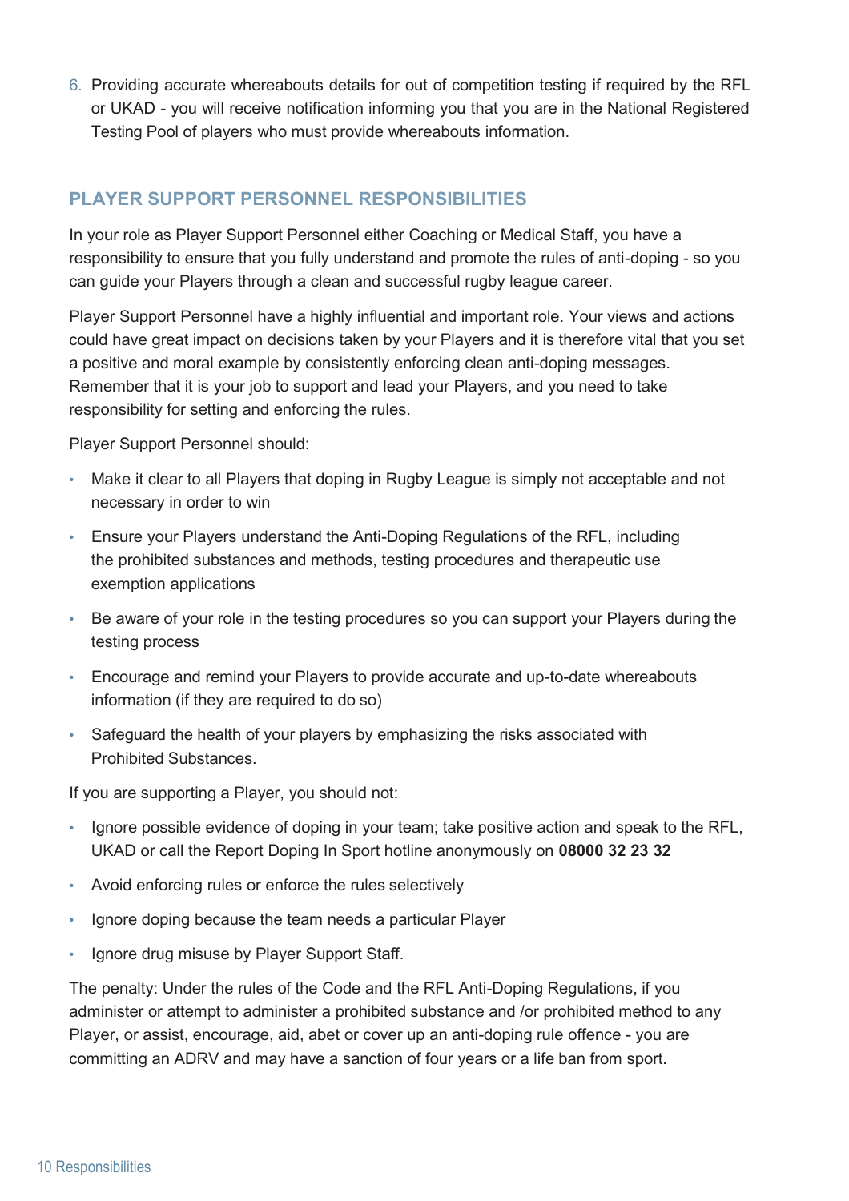6. Providing accurate whereabouts details for out of competition testing if required by the RFL or UKAD - you will receive notification informing you that you are in the National Registered Testing Pool of players who must provide whereabouts information.

## PLAYER SUPPORT PERSONNEL RESPONSIBILITIES

In your role as Player Support Personnel either Coaching or Medical Staff, you have a responsibility to ensure that you fully understand and promote the rules of anti-doping - so you can guide your Players through a clean and successful rugby league career.

Player Support Personnel have a highly influential and important role. Your views and actions could have great impact on decisions taken by your Players and it is therefore vital that you set a positive and moral example by consistently enforcing clean anti-doping messages. Remember that it is your job to support and lead your Players, and you need to take responsibility for setting and enforcing the rules.

Player Support Personnel should:

- Make it clear to all Players that doping in Rugby League is simply not acceptable and not necessary in order to win
- Ensure your Players understand the Anti-Doping Regulations of the RFL, including the prohibited substances and methods, testing procedures and therapeutic use exemption applications
- Be aware of your role in the testing procedures so you can support your Players during the testing process
- Encourage and remind your Players to provide accurate and up-to-date whereabouts information (if they are required to do so)
- Safeguard the health of your players by emphasizing the risks associated with Prohibited Substances.

If you are supporting a Player, you should not:

- Ignore possible evidence of doping in your team; take positive action and speak to the RFL, UKAD or call the Report Doping In Sport hotline anonymously on **08000 32 23 32**
- Avoid enforcing rules or enforce the rules selectively
- Ignore doping because the team needs a particular Player
- Ignore drug misuse by Player Support Staff.

The penalty: Under the rules of the Code and the RFL Anti-Doping Regulations, if you administer or attempt to administer a prohibited substance and /or prohibited method to any Player, or assist, encourage, aid, abet or cover up an anti-doping rule offence - you are committing an ADRV and may have a sanction of four years or a life ban from sport.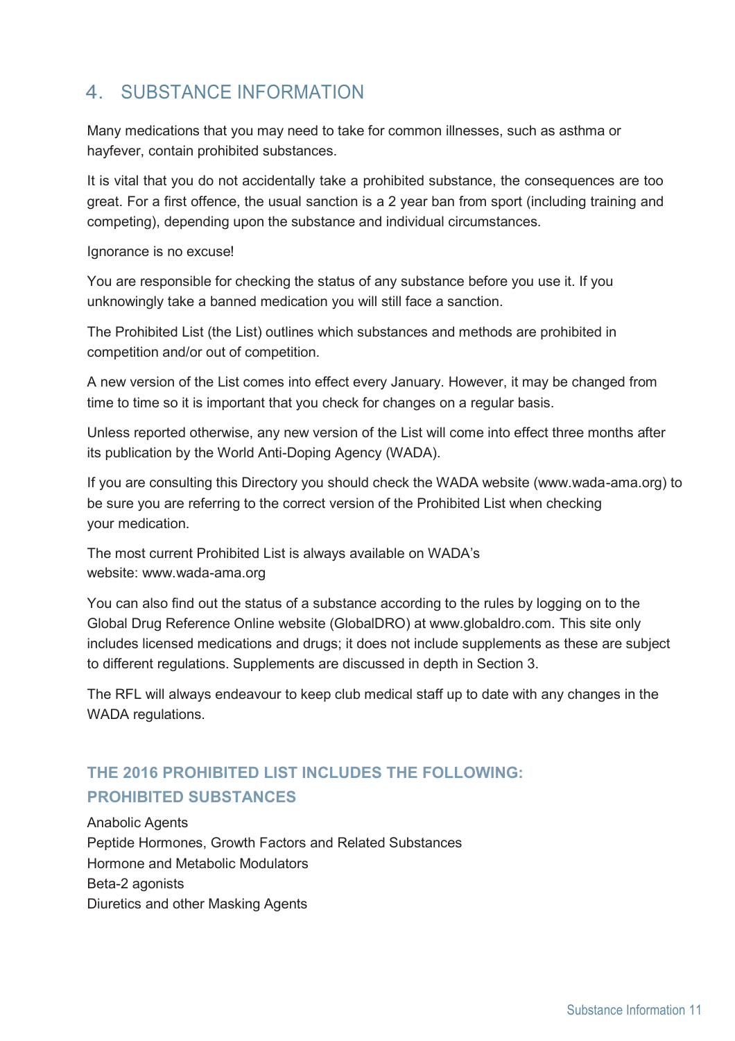## 4. SUBSTANCE INFORMATION

Many medications that you may need to take for common illnesses, such as asthma or hayfever, contain prohibited substances.

It is vital that you do not accidentally take a prohibited substance, the consequences are too great. For a first offence, the usual sanction is a 2 year ban from sport (including training and competing), depending upon the substance and individual circumstances.

Ignorance is no excuse!

You are responsible for checking the status of any substance before you use it. If you unknowingly take a banned medication you will still face a sanction.

The Prohibited List (the List) outlines which substances and methods are prohibited in competition and/or out of competition.

A new version of the List comes into effect every January. However, it may be changed from time to time so it is important that you check for changes on a regular basis.

Unless reported otherwise, any new version of the List will come into effect three months after its publication by the World Anti-Doping Agency (WADA).

If you are consulting this Directory you should check the WADA website (www.wada-ama.org) to be sure you are referring to the correct version of the Prohibited List when checking your medication.

The most current Prohibited List is always available on WADA's website: www.wada-ama.org

You can also find out the status of a substance according to the rules by logging on to the Global Drug Reference Online website (GlobalDRO) at www.globaldro.com. This site only includes licensed medications and drugs; it does not include supplements as these are subject to different regulations. Supplements are discussed in depth in Section 3.

The RFL will always endeavour to keep club medical staff up to date with any changes in the WADA regulations.

### THE 2016 PROHIBITED LIST INCLUDES THE FOLLOWING: PROHIBITED SUBSTANCES

Anabolic Agents
Peptide Hormones, Growth Factors and Related Substances
Hormone and Metabolic Modulators
Beta-2 agonists
Diuretics and other Masking Agents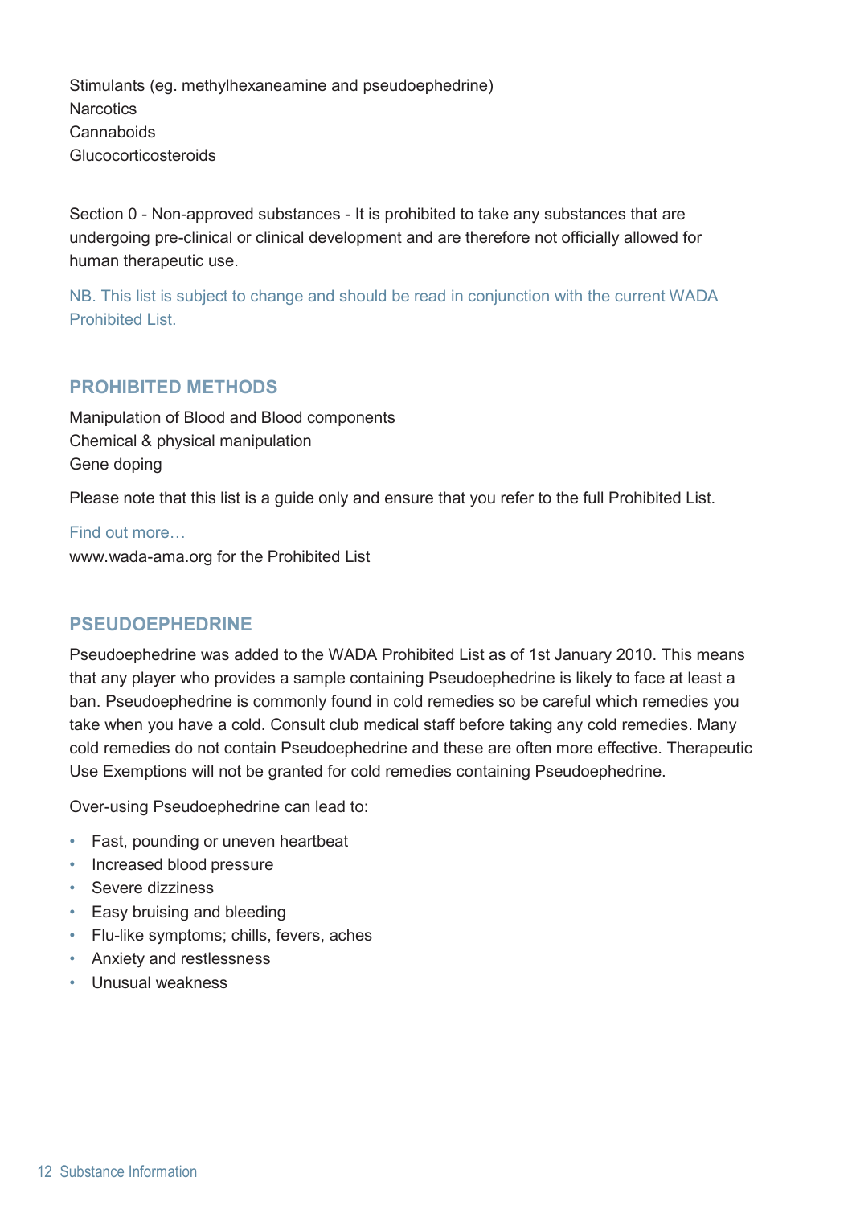Stimulants (eg. methylhexaneamine and pseudoephedrine)
Narcotics
Cannaboids
Glucocorticosteroids

Section 0 - Non-approved substances - It is prohibited to take any substances that are undergoing pre-clinical or clinical development and are therefore not officially allowed for human therapeutic use.

NB. This list is subject to change and should be read in conjunction with the current WADA Prohibited List.

## PROHIBITED METHODS

Manipulation of Blood and Blood components
Chemical & physical manipulation
Gene doping

Please note that this list is a guide only and ensure that you refer to the full Prohibited List.

Find out more…
www.wada-ama.org for the Prohibited List

## PSEUDOEPHEDRINE

Pseudoephedrine was added to the WADA Prohibited List as of 1st January 2010. This means that any player who provides a sample containing Pseudoephedrine is likely to face at least a ban. Pseudoephedrine is commonly found in cold remedies so be careful which remedies you take when you have a cold. Consult club medical staff before taking any cold remedies. Many cold remedies do not contain Pseudoephedrine and these are often more effective. Therapeutic Use Exemptions will not be granted for cold remedies containing Pseudoephedrine.

Over-using Pseudoephedrine can lead to:

- Fast, pounding or uneven heartbeat
- Increased blood pressure
- Severe dizziness
- Easy bruising and bleeding
- Flu-like symptoms; chills, fevers, aches
- Anxiety and restlessness
- Unusual weakness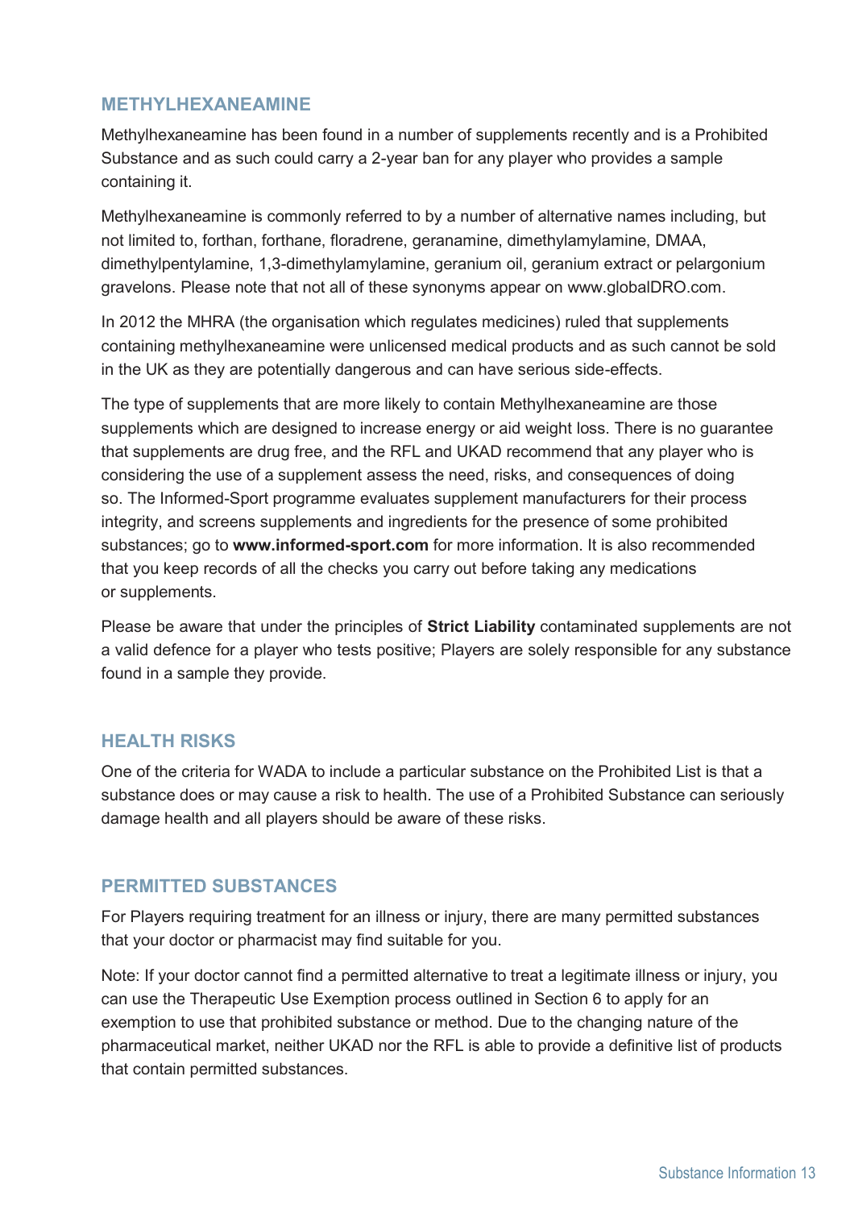## METHYLHEXANEAMINE

Methylhexaneamine has been found in a number of supplements recently and is a Prohibited Substance and as such could carry a 2-year ban for any player who provides a sample containing it.

Methylhexaneamine is commonly referred to by a number of alternative names including, but not limited to, forthan, forthane, floradrene, geranamine, dimethylamylamine, DMAA, dimethylpentylamine, 1,3-dimethylamylamine, geranium oil, geranium extract or pelargonium gravelons. Please note that not all of these synonyms appear on www.globalDRO.com.

In 2012 the MHRA (the organisation which regulates medicines) ruled that supplements containing methylhexaneamine were unlicensed medical products and as such cannot be sold in the UK as they are potentially dangerous and can have serious side-effects.

The type of supplements that are more likely to contain Methylhexaneamine are those supplements which are designed to increase energy or aid weight loss. There is no guarantee that supplements are drug free, and the RFL and UKAD recommend that any player who is considering the use of a supplement assess the need, risks, and consequences of doing so. The Informed-Sport programme evaluates supplement manufacturers for their process integrity, and screens supplements and ingredients for the presence of some prohibited substances; go to **www.informed-sport.com** for more information. It is also recommended that you keep records of all the checks you carry out before taking any medications or supplements.

Please be aware that under the principles of **Strict Liability** contaminated supplements are not a valid defence for a player who tests positive; Players are solely responsible for any substance found in a sample they provide.

## HEALTH RISKS

One of the criteria for WADA to include a particular substance on the Prohibited List is that a substance does or may cause a risk to health. The use of a Prohibited Substance can seriously damage health and all players should be aware of these risks.

## PERMITTED SUBSTANCES

For Players requiring treatment for an illness or injury, there are many permitted substances that your doctor or pharmacist may find suitable for you.

Note: If your doctor cannot find a permitted alternative to treat a legitimate illness or injury, you can use the Therapeutic Use Exemption process outlined in Section 6 to apply for an exemption to use that prohibited substance or method. Due to the changing nature of the pharmaceutical market, neither UKAD nor the RFL is able to provide a definitive list of products that contain permitted substances.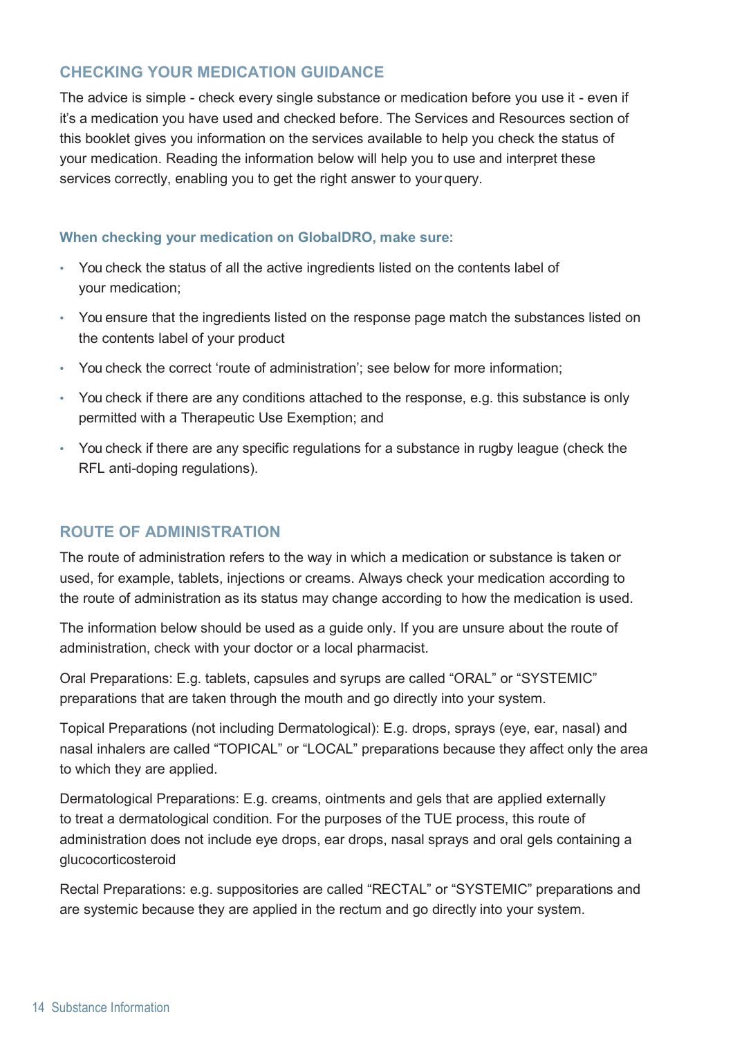## CHECKING YOUR MEDICATION GUIDANCE

The advice is simple - check every single substance or medication before you use it - even if it's a medication you have used and checked before. The Services and Resources section of this booklet gives you information on the services available to help you check the status of your medication. Reading the information below will help you to use and interpret these services correctly, enabling you to get the right answer to your query.

### When checking your medication on GlobalDRO, make sure:

- You check the status of all the active ingredients listed on the contents label of your medication;
- You ensure that the ingredients listed on the response page match the substances listed on the contents label of your product
- You check the correct 'route of administration'; see below for more information;
- You check if there are any conditions attached to the response, e.g. this substance is only permitted with a Therapeutic Use Exemption; and
- You check if there are any specific regulations for a substance in rugby league (check the RFL anti-doping regulations).

## ROUTE OF ADMINISTRATION

The route of administration refers to the way in which a medication or substance is taken or used, for example, tablets, injections or creams. Always check your medication according to the route of administration as its status may change according to how the medication is used.

The information below should be used as a guide only. If you are unsure about the route of administration, check with your doctor or a local pharmacist.

Oral Preparations: E.g. tablets, capsules and syrups are called "ORAL" or "SYSTEMIC" preparations that are taken through the mouth and go directly into your system.

Topical Preparations (not including Dermatological): E.g. drops, sprays (eye, ear, nasal) and nasal inhalers are called "TOPICAL" or "LOCAL" preparations because they affect only the area to which they are applied.

Dermatological Preparations: E.g. creams, ointments and gels that are applied externally to treat a dermatological condition. For the purposes of the TUE process, this route of administration does not include eye drops, ear drops, nasal sprays and oral gels containing a glucocorticosteroid

Rectal Preparations: e.g. suppositories are called "RECTAL" or "SYSTEMIC" preparations and are systemic because they are applied in the rectum and go directly into your system.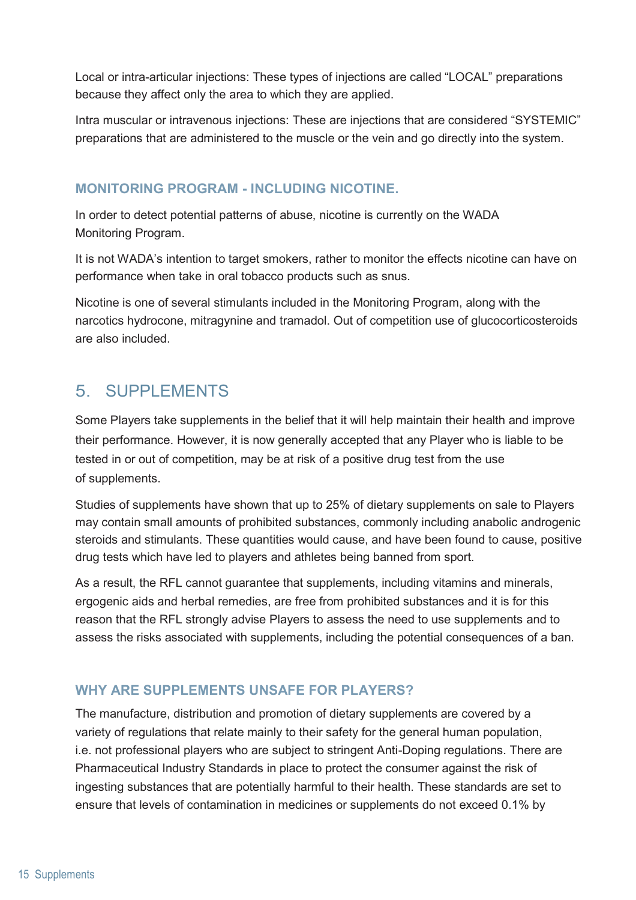Local or intra-articular injections: These types of injections are called “LOCAL” preparations because they affect only the area to which they are applied.

Intra muscular or intravenous injections: These are injections that are considered “SYSTEMIC” preparations that are administered to the muscle or the vein and go directly into the system.

### MONITORING PROGRAM - INCLUDING NICOTINE.

In order to detect potential patterns of abuse, nicotine is currently on the WADA Monitoring Program.

It is not WADA’s intention to target smokers, rather to monitor the effects nicotine can have on performance when take in oral tobacco products such as snus.

Nicotine is one of several stimulants included in the Monitoring Program, along with the narcotics hydrocone, mitragynine and tramadol. Out of competition use of glucocorticosteroids are also included.

## 5. SUPPLEMENTS

Some Players take supplements in the belief that it will help maintain their health and improve their performance. However, it is now generally accepted that any Player who is liable to be tested in or out of competition, may be at risk of a positive drug test from the use of supplements.

Studies of supplements have shown that up to 25% of dietary supplements on sale to Players may contain small amounts of prohibited substances, commonly including anabolic androgenic steroids and stimulants. These quantities would cause, and have been found to cause, positive drug tests which have led to players and athletes being banned from sport.

As a result, the RFL cannot guarantee that supplements, including vitamins and minerals, ergogenic aids and herbal remedies, are free from prohibited substances and it is for this reason that the RFL strongly advise Players to assess the need to use supplements and to assess the risks associated with supplements, including the potential consequences of a ban.

### WHY ARE SUPPLEMENTS UNSAFE FOR PLAYERS?

The manufacture, distribution and promotion of dietary supplements are covered by a variety of regulations that relate mainly to their safety for the general human population, i.e. not professional players who are subject to stringent Anti-Doping regulations. There are Pharmaceutical Industry Standards in place to protect the consumer against the risk of ingesting substances that are potentially harmful to their health. These standards are set to ensure that levels of contamination in medicines or supplements do not exceed 0.1% by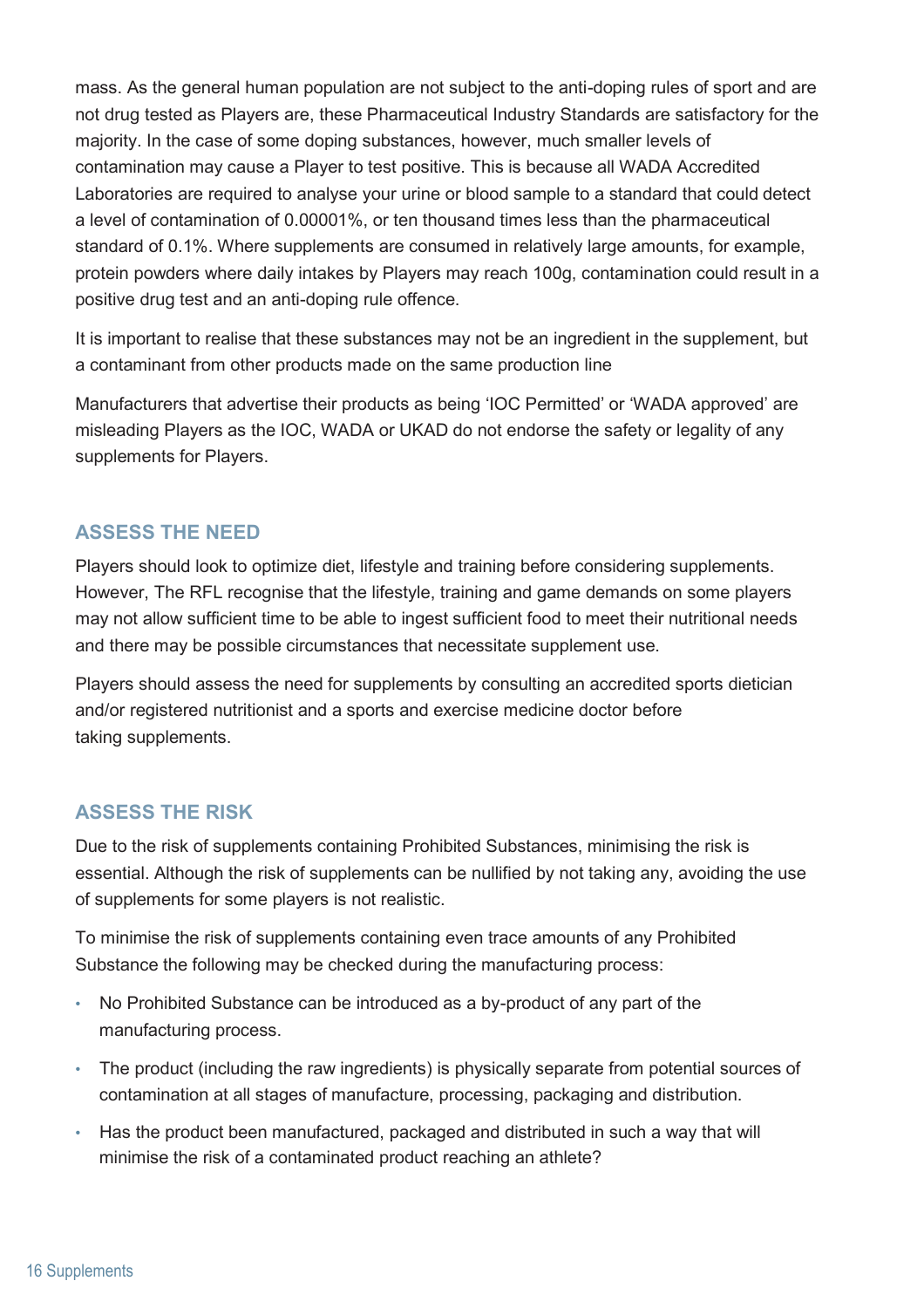mass. As the general human population are not subject to the anti-doping rules of sport and are not drug tested as Players are, these Pharmaceutical Industry Standards are satisfactory for the majority. In the case of some doping substances, however, much smaller levels of contamination may cause a Player to test positive. This is because all WADA Accredited Laboratories are required to analyse your urine or blood sample to a standard that could detect a level of contamination of 0.00001%, or ten thousand times less than the pharmaceutical standard of 0.1%. Where supplements are consumed in relatively large amounts, for example, protein powders where daily intakes by Players may reach 100g, contamination could result in a positive drug test and an anti-doping rule offence.

It is important to realise that these substances may not be an ingredient in the supplement, but a contaminant from other products made on the same production line

Manufacturers that advertise their products as being 'IOC Permitted' or 'WADA approved' are misleading Players as the IOC, WADA or UKAD do not endorse the safety or legality of any supplements for Players.

## ASSESS THE NEED

Players should look to optimize diet, lifestyle and training before considering supplements. However, The RFL recognise that the lifestyle, training and game demands on some players may not allow sufficient time to be able to ingest sufficient food to meet their nutritional needs and there may be possible circumstances that necessitate supplement use.

Players should assess the need for supplements by consulting an accredited sports dietician and/or registered nutritionist and a sports and exercise medicine doctor before taking supplements.

## ASSESS THE RISK

Due to the risk of supplements containing Prohibited Substances, minimising the risk is essential. Although the risk of supplements can be nullified by not taking any, avoiding the use of supplements for some players is not realistic.

To minimise the risk of supplements containing even trace amounts of any Prohibited Substance the following may be checked during the manufacturing process:

- No Prohibited Substance can be introduced as a by-product of any part of the manufacturing process.
- The product (including the raw ingredients) is physically separate from potential sources of contamination at all stages of manufacture, processing, packaging and distribution.
- Has the product been manufactured, packaged and distributed in such a way that will minimise the risk of a contaminated product reaching an athlete?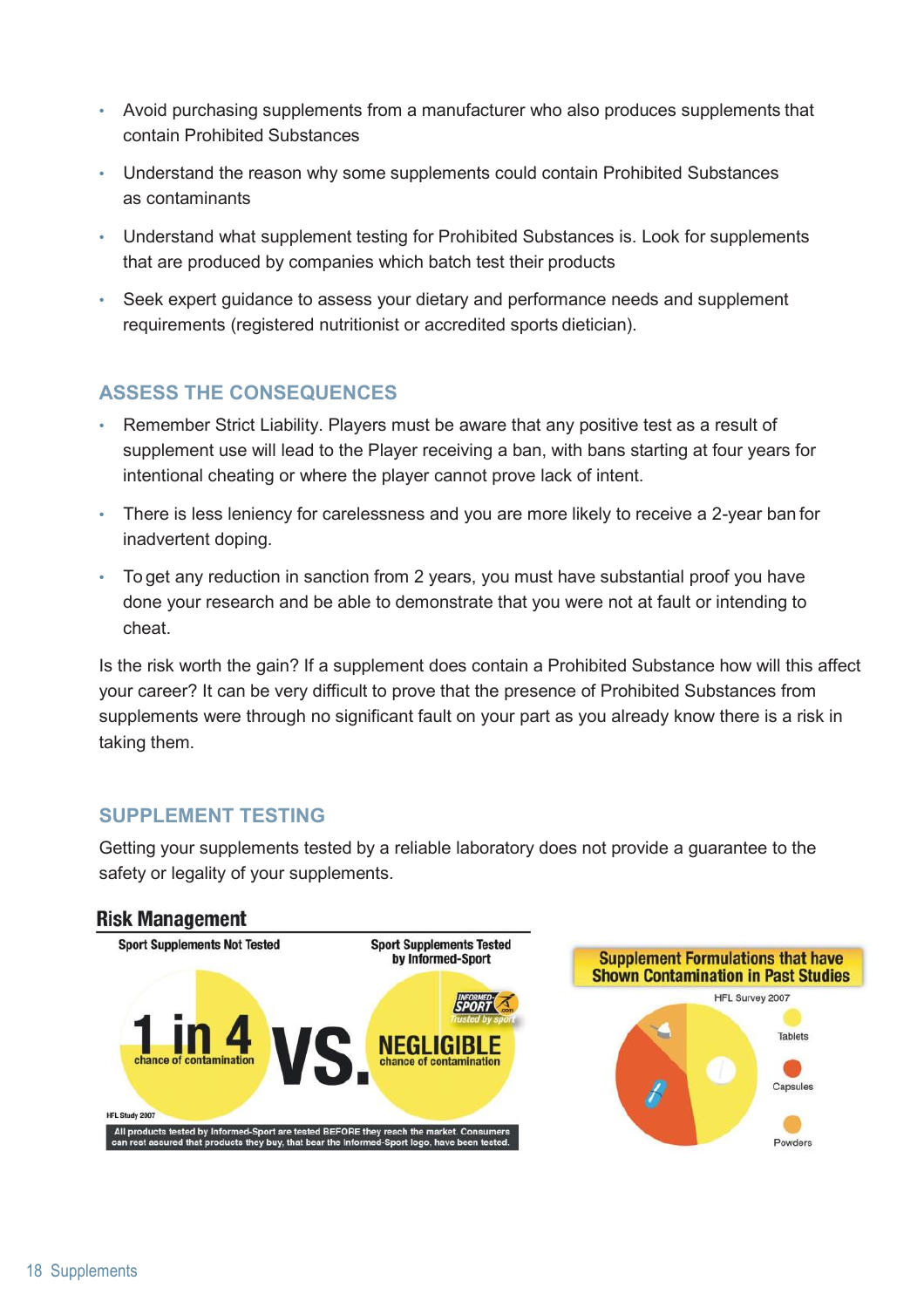- Avoid purchasing supplements from a manufacturer who also produces supplements that contain Prohibited Substances
- Understand the reason why some supplements could contain Prohibited Substances as contaminants
- Understand what supplement testing for Prohibited Substances is. Look for supplements that are produced by companies which batch test their products
- Seek expert guidance to assess your dietary and performance needs and supplement requirements (registered nutritionist or accredited sports dietician).

## ASSESS THE CONSEQUENCES

- Remember Strict Liability. Players must be aware that any positive test as a result of supplement use will lead to the Player receiving a ban, with bans starting at four years for intentional cheating or where the player cannot prove lack of intent.
- There is less leniency for carelessness and you are more likely to receive a 2-year ban for inadvertent doping.
- To get any reduction in sanction from 2 years, you must have substantial proof you have done your research and be able to demonstrate that you were not at fault or intending to cheat.

Is the risk worth the gain? If a supplement does contain a Prohibited Substance how will this affect your career? It can be very difficult to prove that the presence of Prohibited Substances from supplements were through no significant fault on your part as you already know there is a risk in taking them.

## SUPPLEMENT TESTING

Getting your supplements tested by a reliable laboratory does not provide a guarantee to the safety or legality of your supplements.

**Risk Management**

Sport Supplements Not Tested: **1 in 4** chance of contamination (HFL Study 2007)

**VS.**

Sport Supplements Tested by Informed-Sport: **NEGLIGIBLE** chance of contamination

All products tested by Informed-Sport are tested BEFORE they reach the market. Consumers can rest assured that products they buy, that bear the Informed-Sport logo, have been tested.

**Supplement Formulations that have Shown Contamination in Past Studies**

HFL Survey 2007

Tablets · Capsules · Powders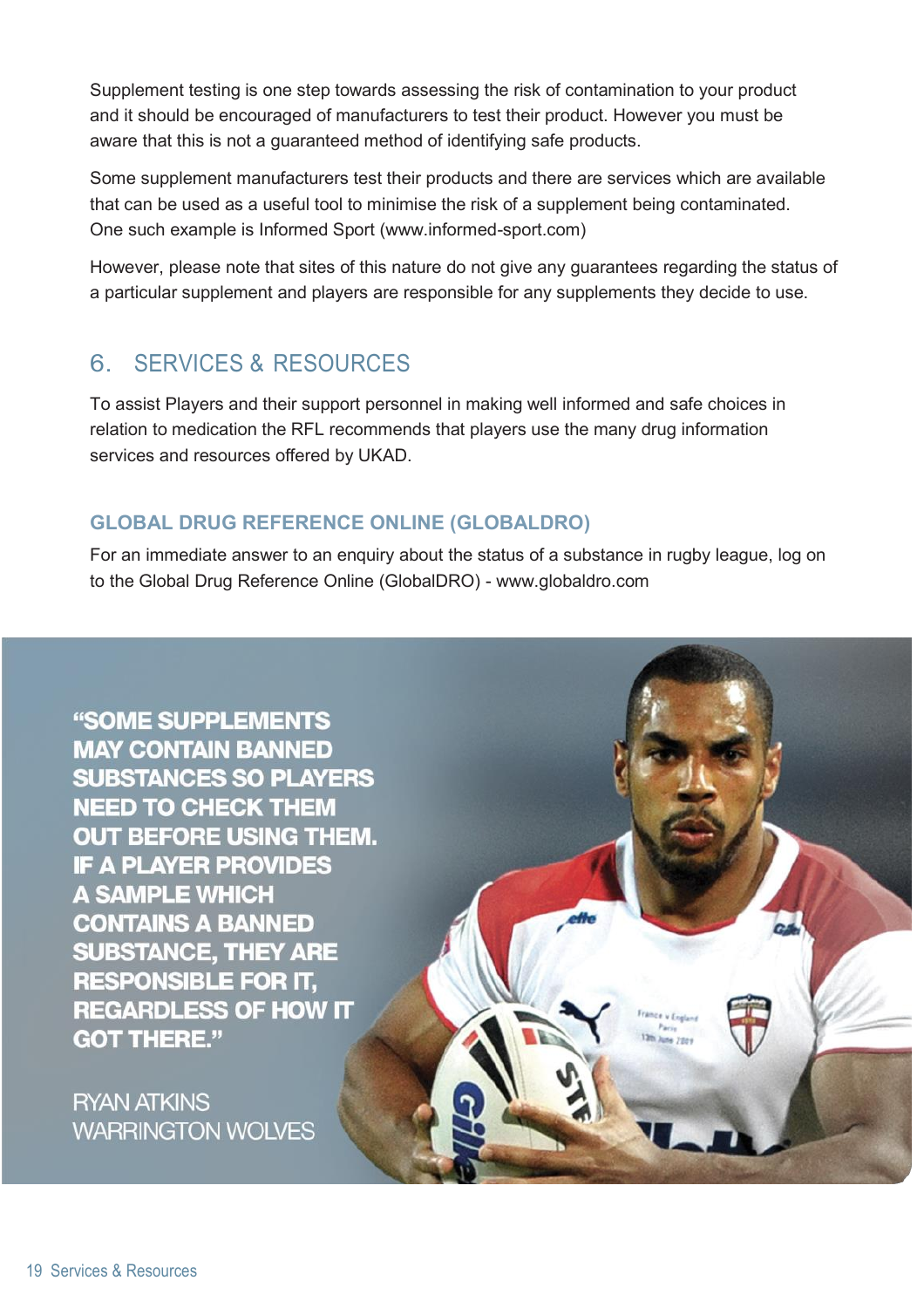Supplement testing is one step towards assessing the risk of contamination to your product and it should be encouraged of manufacturers to test their product. However you must be aware that this is not a guaranteed method of identifying safe products.

Some supplement manufacturers test their products and there are services which are available that can be used as a useful tool to minimise the risk of a supplement being contaminated. One such example is Informed Sport (www.informed-sport.com)

However, please note that sites of this nature do not give any guarantees regarding the status of a particular supplement and players are responsible for any supplements they decide to use.

## 6. SERVICES & RESOURCES

To assist Players and their support personnel in making well informed and safe choices in relation to medication the RFL recommends that players use the many drug information services and resources offered by UKAD.

### GLOBAL DRUG REFERENCE ONLINE (GLOBALDRO)

For an immediate answer to an enquiry about the status of a substance in rugby league, log on to the Global Drug Reference Online (GlobalDRO) - www.globaldro.com

**"SOME SUPPLEMENTS MAY CONTAIN BANNED SUBSTANCES SO PLAYERS NEED TO CHECK THEM OUT BEFORE USING THEM. IF A PLAYER PROVIDES A SAMPLE WHICH CONTAINS A BANNED SUBSTANCE, THEY ARE RESPONSIBLE FOR IT, REGARDLESS OF HOW IT GOT THERE."**

RYAN ATKINS
WARRINGTON WOLVES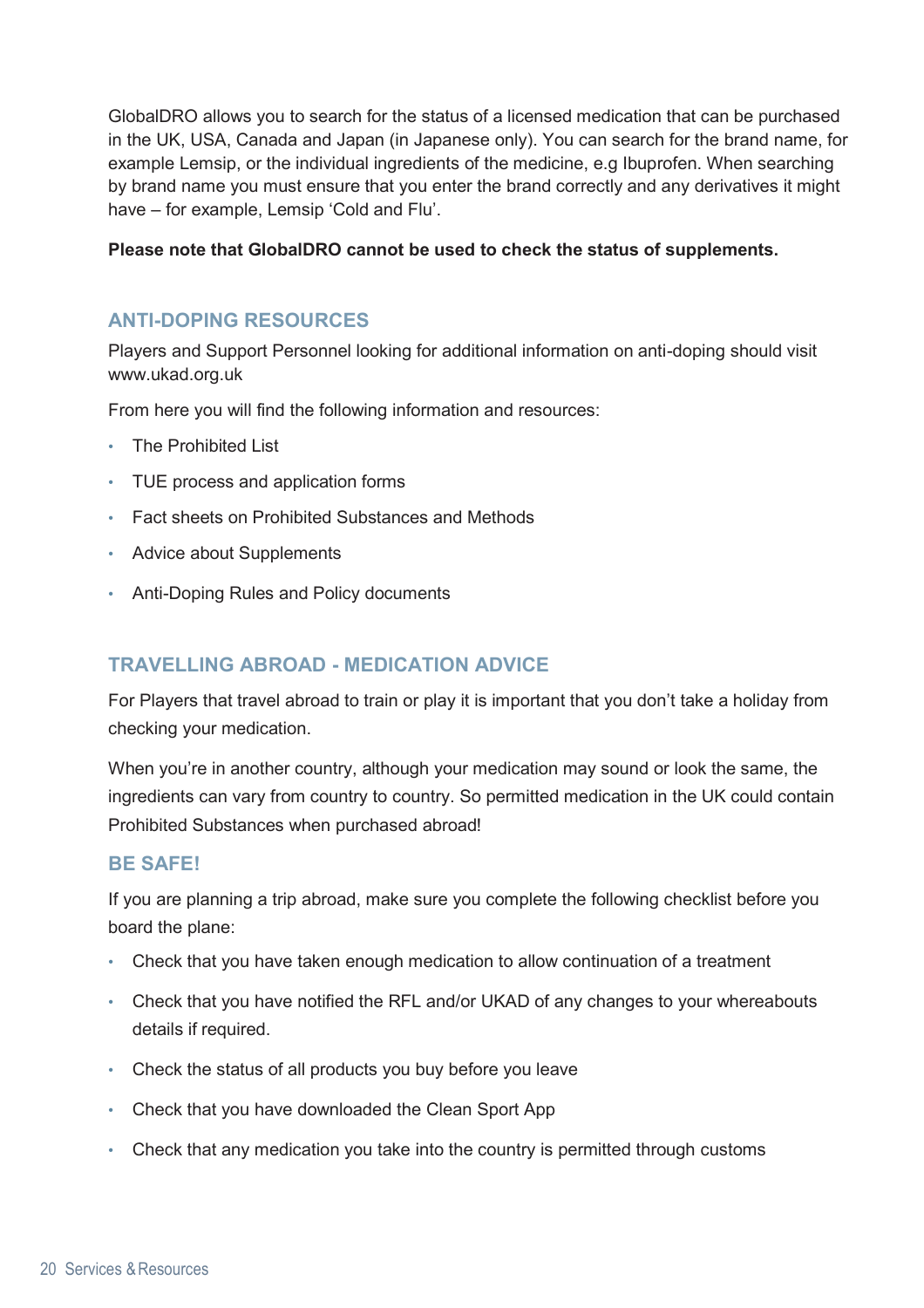GlobalDRO allows you to search for the status of a licensed medication that can be purchased in the UK, USA, Canada and Japan (in Japanese only). You can search for the brand name, for example Lemsip, or the individual ingredients of the medicine, e.g Ibuprofen. When searching by brand name you must ensure that you enter the brand correctly and any derivatives it might have – for example, Lemsip 'Cold and Flu'.

**Please note that GlobalDRO cannot be used to check the status of supplements.**

## ANTI-DOPING RESOURCES

Players and Support Personnel looking for additional information on anti-doping should visit www.ukad.org.uk

From here you will find the following information and resources:

- The Prohibited List
- TUE process and application forms
- Fact sheets on Prohibited Substances and Methods
- Advice about Supplements
- Anti-Doping Rules and Policy documents

## TRAVELLING ABROAD - MEDICATION ADVICE

For Players that travel abroad to train or play it is important that you don't take a holiday from checking your medication.

When you're in another country, although your medication may sound or look the same, the ingredients can vary from country to country. So permitted medication in the UK could contain Prohibited Substances when purchased abroad!

## BE SAFE!

If you are planning a trip abroad, make sure you complete the following checklist before you board the plane:

- Check that you have taken enough medication to allow continuation of a treatment
- Check that you have notified the RFL and/or UKAD of any changes to your whereabouts details if required.
- Check the status of all products you buy before you leave
- Check that you have downloaded the Clean Sport App
- Check that any medication you take into the country is permitted through customs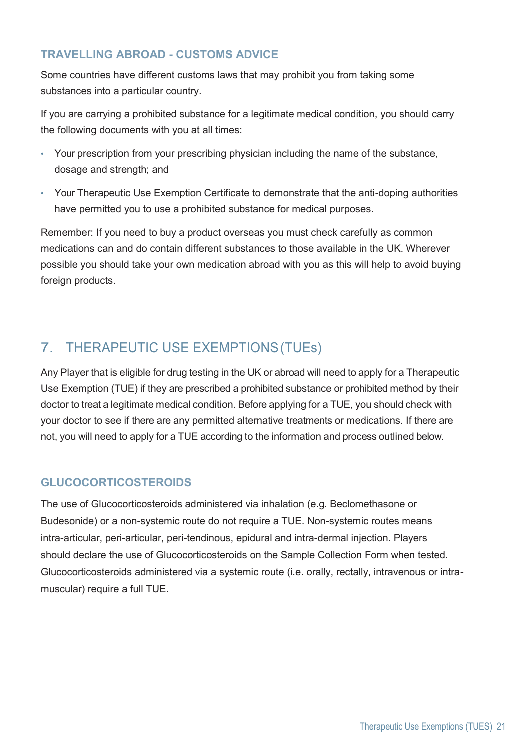### TRAVELLING ABROAD - CUSTOMS ADVICE

Some countries have different customs laws that may prohibit you from taking some substances into a particular country.

If you are carrying a prohibited substance for a legitimate medical condition, you should carry the following documents with you at all times:

- Your prescription from your prescribing physician including the name of the substance, dosage and strength; and
- Your Therapeutic Use Exemption Certificate to demonstrate that the anti-doping authorities have permitted you to use a prohibited substance for medical purposes.

Remember: If you need to buy a product overseas you must check carefully as common medications can and do contain different substances to those available in the UK. Wherever possible you should take your own medication abroad with you as this will help to avoid buying foreign products.

## 7. THERAPEUTIC USE EXEMPTIONS (TUEs)

Any Player that is eligible for drug testing in the UK or abroad will need to apply for a Therapeutic Use Exemption (TUE) if they are prescribed a prohibited substance or prohibited method by their doctor to treat a legitimate medical condition. Before applying for a TUE, you should check with your doctor to see if there are any permitted alternative treatments or medications. If there are not, you will need to apply for a TUE according to the information and process outlined below.

### GLUCOCORTICOSTEROIDS

The use of Glucocorticosteroids administered via inhalation (e.g. Beclomethasone or Budesonide) or a non-systemic route do not require a TUE. Non-systemic routes means intra-articular, peri-articular, peri-tendinous, epidural and intra-dermal injection. Players should declare the use of Glucocorticosteroids on the Sample Collection Form when tested. Glucocorticosteroids administered via a systemic route (i.e. orally, rectally, intravenous or intra-muscular) require a full TUE.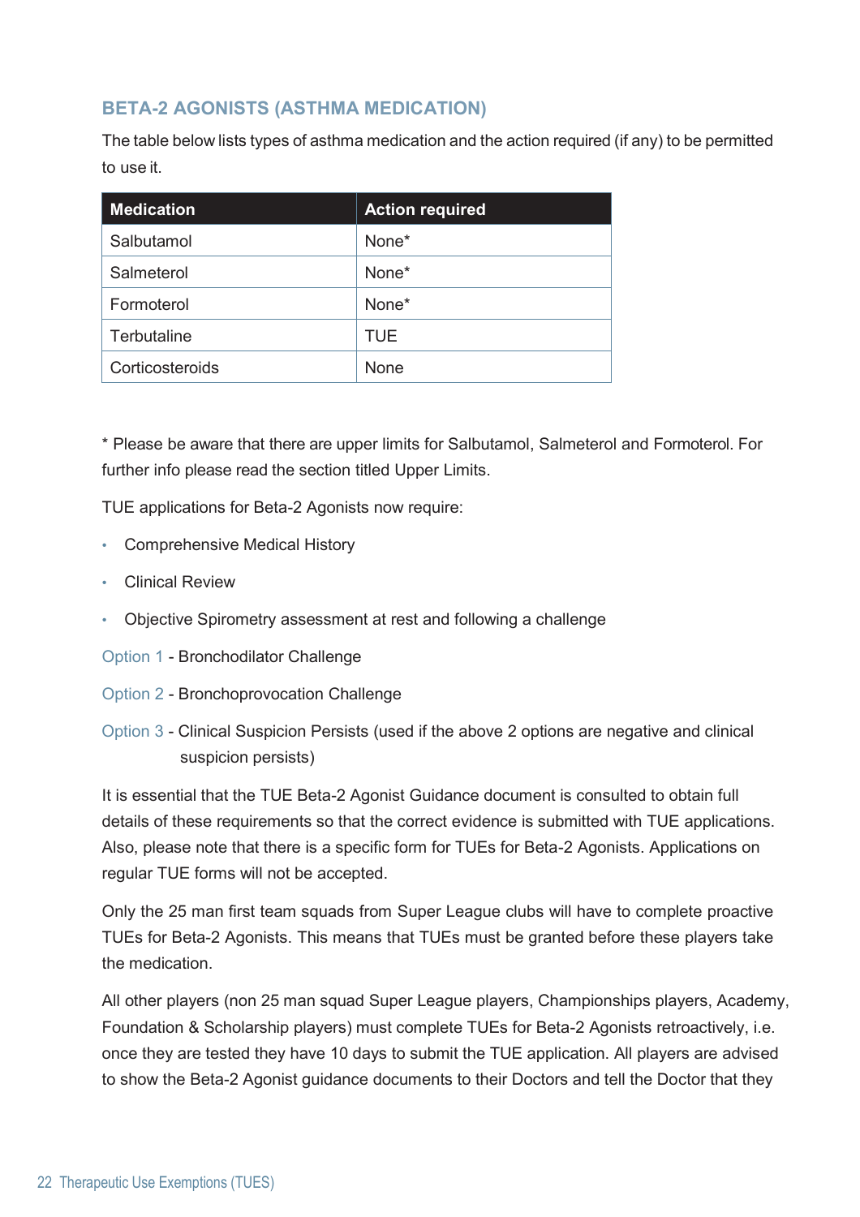## BETA-2 AGONISTS (ASTHMA MEDICATION)

The table below lists types of asthma medication and the action required (if any) to be permitted to use it.

| Medication | Action required |
|---|---|
| Salbutamol | None* |
| Salmeterol | None* |
| Formoterol | None* |
| Terbutaline | TUE |
| Corticosteroids | None |

* Please be aware that there are upper limits for Salbutamol, Salmeterol and Formoterol. For further info please read the section titled Upper Limits.

TUE applications for Beta-2 Agonists now require:

- Comprehensive Medical History
- Clinical Review
- Objective Spirometry assessment at rest and following a challenge

Option 1 - Bronchodilator Challenge

Option 2 - Bronchoprovocation Challenge

Option 3 - Clinical Suspicion Persists (used if the above 2 options are negative and clinical suspicion persists)

It is essential that the TUE Beta-2 Agonist Guidance document is consulted to obtain full details of these requirements so that the correct evidence is submitted with TUE applications. Also, please note that there is a specific form for TUEs for Beta-2 Agonists. Applications on regular TUE forms will not be accepted.

Only the 25 man first team squads from Super League clubs will have to complete proactive TUEs for Beta-2 Agonists. This means that TUEs must be granted before these players take the medication.

All other players (non 25 man squad Super League players, Championships players, Academy, Foundation & Scholarship players) must complete TUEs for Beta-2 Agonists retroactively, i.e. once they are tested they have 10 days to submit the TUE application. All players are advised to show the Beta-2 Agonist guidance documents to their Doctors and tell the Doctor that they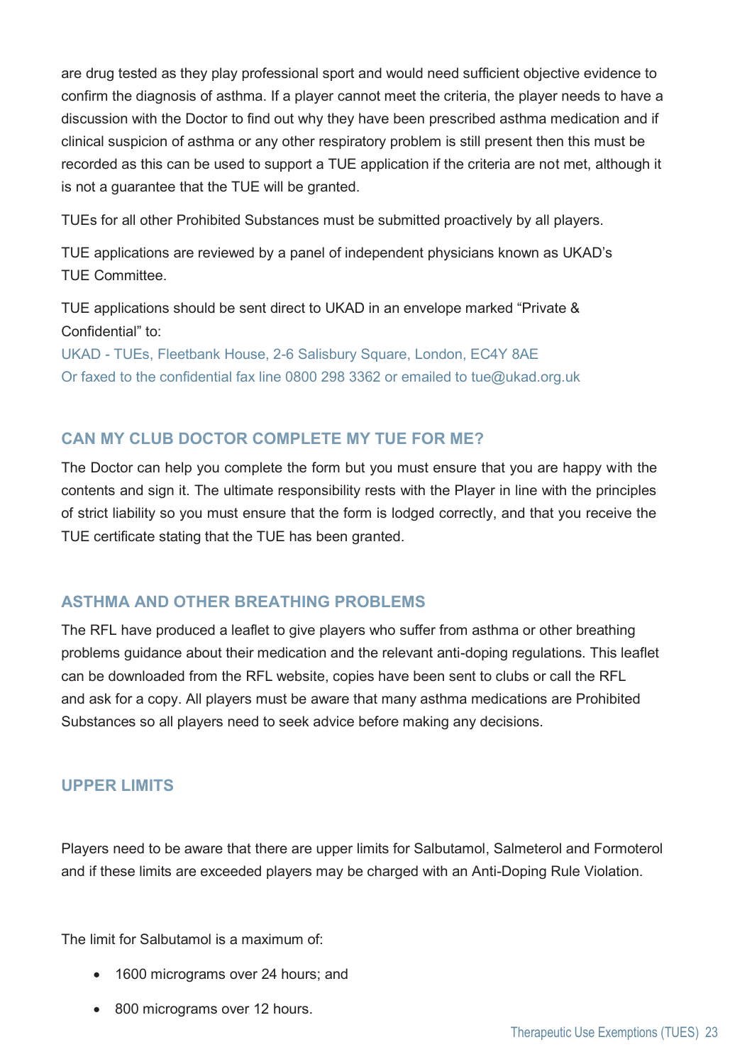are drug tested as they play professional sport and would need sufficient objective evidence to confirm the diagnosis of asthma. If a player cannot meet the criteria, the player needs to have a discussion with the Doctor to find out why they have been prescribed asthma medication and if clinical suspicion of asthma or any other respiratory problem is still present then this must be recorded as this can be used to support a TUE application if the criteria are not met, although it is not a guarantee that the TUE will be granted.

TUEs for all other Prohibited Substances must be submitted proactively by all players.

TUE applications are reviewed by a panel of independent physicians known as UKAD's TUE Committee.

TUE applications should be sent direct to UKAD in an envelope marked "Private & Confidential" to:
UKAD - TUEs, Fleetbank House, 2-6 Salisbury Square, London, EC4Y 8AE
Or faxed to the confidential fax line 0800 298 3362 or emailed to tue@ukad.org.uk

## CAN MY CLUB DOCTOR COMPLETE MY TUE FOR ME?

The Doctor can help you complete the form but you must ensure that you are happy with the contents and sign it. The ultimate responsibility rests with the Player in line with the principles of strict liability so you must ensure that the form is lodged correctly, and that you receive the TUE certificate stating that the TUE has been granted.

## ASTHMA AND OTHER BREATHING PROBLEMS

The RFL have produced a leaflet to give players who suffer from asthma or other breathing problems guidance about their medication and the relevant anti-doping regulations. This leaflet can be downloaded from the RFL website, copies have been sent to clubs or call the RFL and ask for a copy. All players must be aware that many asthma medications are Prohibited Substances so all players need to seek advice before making any decisions.

## UPPER LIMITS

Players need to be aware that there are upper limits for Salbutamol, Salmeterol and Formoterol and if these limits are exceeded players may be charged with an Anti-Doping Rule Violation.

The limit for Salbutamol is a maximum of:

- 1600 micrograms over 24 hours; and
- 800 micrograms over 12 hours.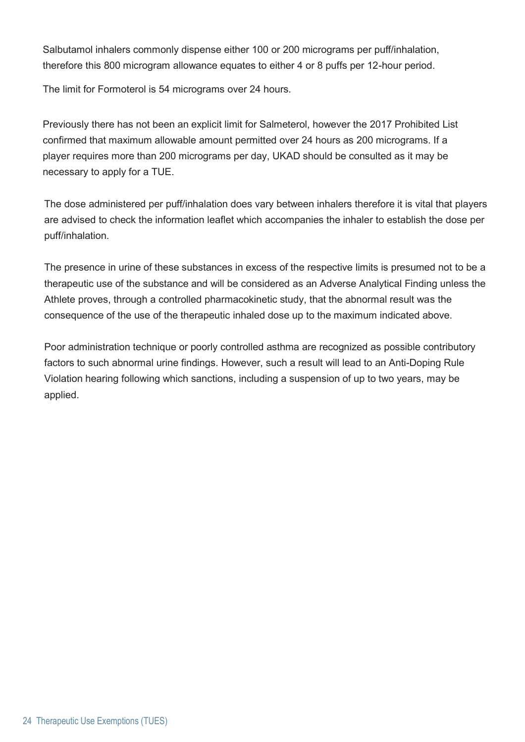Salbutamol inhalers commonly dispense either 100 or 200 micrograms per puff/inhalation, therefore this 800 microgram allowance equates to either 4 or 8 puffs per 12-hour period.

The limit for Formoterol is 54 micrograms over 24 hours.

Previously there has not been an explicit limit for Salmeterol, however the 2017 Prohibited List confirmed that maximum allowable amount permitted over 24 hours as 200 micrograms. If a player requires more than 200 micrograms per day, UKAD should be consulted as it may be necessary to apply for a TUE.

The dose administered per puff/inhalation does vary between inhalers therefore it is vital that players are advised to check the information leaflet which accompanies the inhaler to establish the dose per puff/inhalation.

The presence in urine of these substances in excess of the respective limits is presumed not to be a therapeutic use of the substance and will be considered as an Adverse Analytical Finding unless the Athlete proves, through a controlled pharmacokinetic study, that the abnormal result was the consequence of the use of the therapeutic inhaled dose up to the maximum indicated above.

Poor administration technique or poorly controlled asthma are recognized as possible contributory factors to such abnormal urine findings. However, such a result will lead to an Anti-Doping Rule Violation hearing following which sanctions, including a suspension of up to two years, may be applied.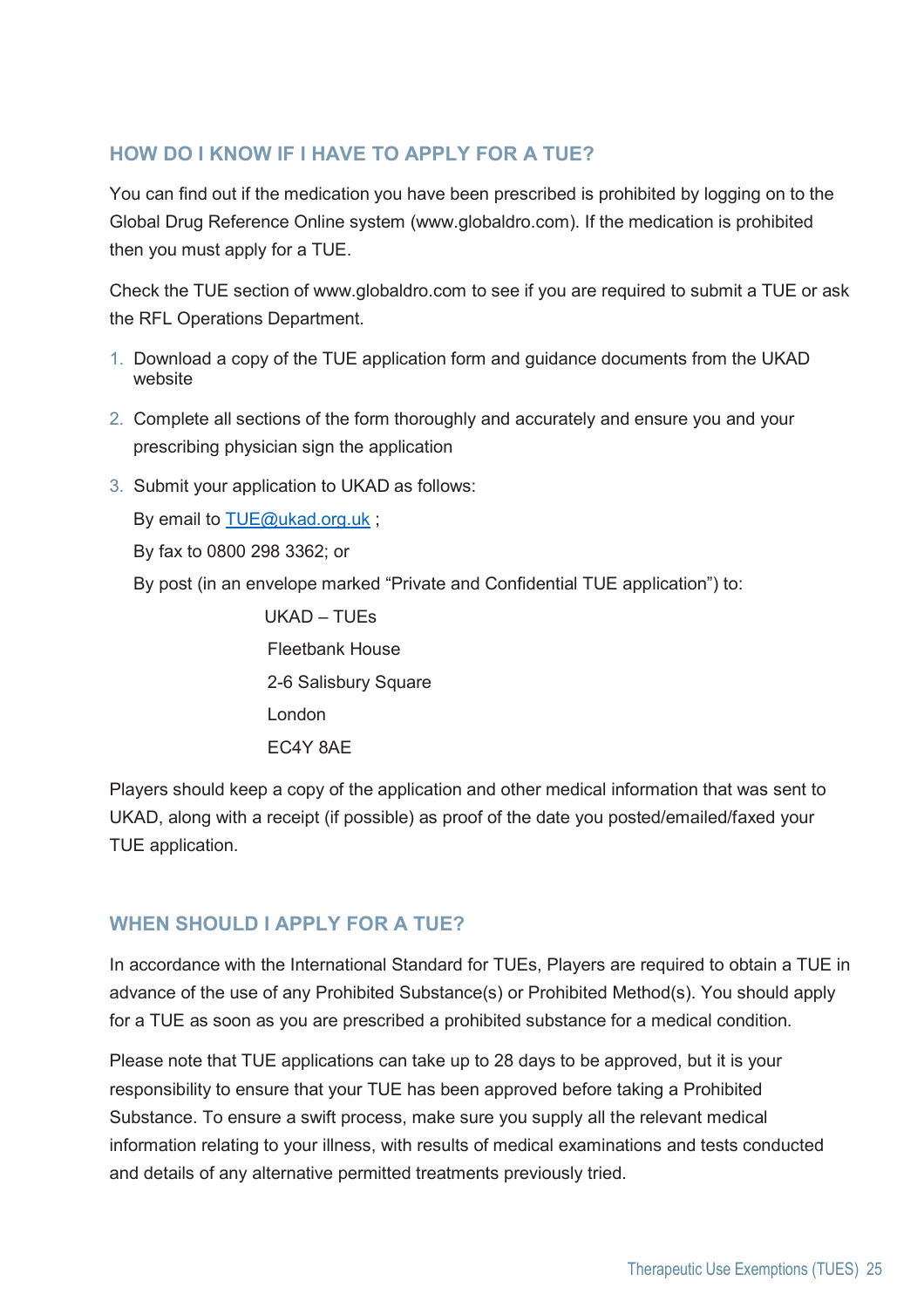## HOW DO I KNOW IF I HAVE TO APPLY FOR A TUE?

You can find out if the medication you have been prescribed is prohibited by logging on to the Global Drug Reference Online system (www.globaldro.com). If the medication is prohibited then you must apply for a TUE.

Check the TUE section of www.globaldro.com to see if you are required to submit a TUE or ask the RFL Operations Department.

1. Download a copy of the TUE application form and guidance documents from the UKAD website
2. Complete all sections of the form thoroughly and accurately and ensure you and your prescribing physician sign the application
3. Submit your application to UKAD as follows:

   By email to TUE@ukad.org.uk ;

   By fax to 0800 298 3362; or

   By post (in an envelope marked "Private and Confidential TUE application") to:

   UKAD – TUEs
   Fleetbank House
   2-6 Salisbury Square
   London
   EC4Y 8AE

Players should keep a copy of the application and other medical information that was sent to UKAD, along with a receipt (if possible) as proof of the date you posted/emailed/faxed your TUE application.

## WHEN SHOULD I APPLY FOR A TUE?

In accordance with the International Standard for TUEs, Players are required to obtain a TUE in advance of the use of any Prohibited Substance(s) or Prohibited Method(s). You should apply for a TUE as soon as you are prescribed a prohibited substance for a medical condition.

Please note that TUE applications can take up to 28 days to be approved, but it is your responsibility to ensure that your TUE has been approved before taking a Prohibited Substance. To ensure a swift process, make sure you supply all the relevant medical information relating to your illness, with results of medical examinations and tests conducted and details of any alternative permitted treatments previously tried.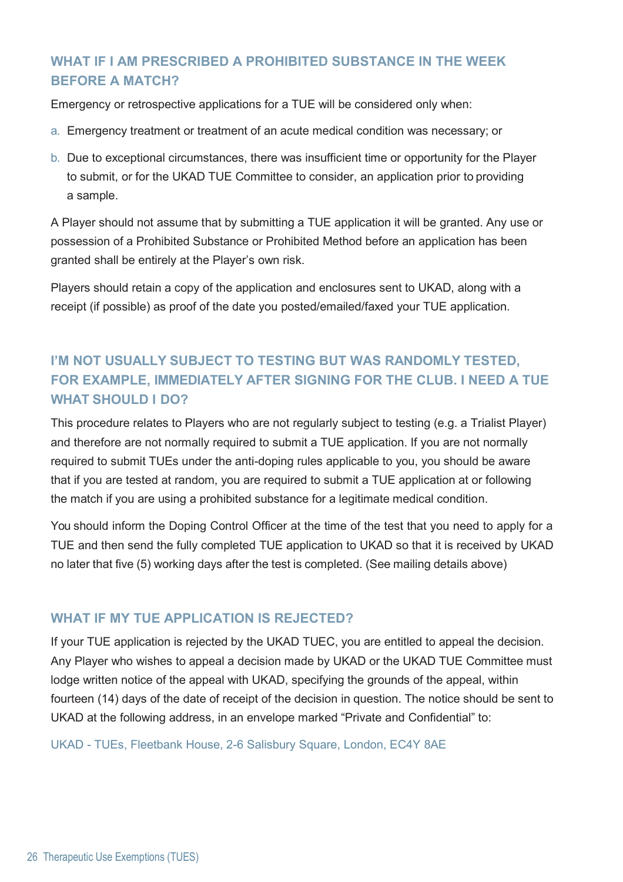### WHAT IF I AM PRESCRIBED A PROHIBITED SUBSTANCE IN THE WEEK BEFORE A MATCH?

Emergency or retrospective applications for a TUE will be considered only when:

a. Emergency treatment or treatment of an acute medical condition was necessary; or

b. Due to exceptional circumstances, there was insufficient time or opportunity for the Player to submit, or for the UKAD TUE Committee to consider, an application prior to providing a sample.

A Player should not assume that by submitting a TUE application it will be granted. Any use or possession of a Prohibited Substance or Prohibited Method before an application has been granted shall be entirely at the Player's own risk.

Players should retain a copy of the application and enclosures sent to UKAD, along with a receipt (if possible) as proof of the date you posted/emailed/faxed your TUE application.

### I'M NOT USUALLY SUBJECT TO TESTING BUT WAS RANDOMLY TESTED, FOR EXAMPLE, IMMEDIATELY AFTER SIGNING FOR THE CLUB. I NEED A TUE WHAT SHOULD I DO?

This procedure relates to Players who are not regularly subject to testing (e.g. a Trialist Player) and therefore are not normally required to submit a TUE application. If you are not normally required to submit TUEs under the anti-doping rules applicable to you, you should be aware that if you are tested at random, you are required to submit a TUE application at or following the match if you are using a prohibited substance for a legitimate medical condition.

You should inform the Doping Control Officer at the time of the test that you need to apply for a TUE and then send the fully completed TUE application to UKAD so that it is received by UKAD no later that five (5) working days after the test is completed. (See mailing details above)

### WHAT IF MY TUE APPLICATION IS REJECTED?

If your TUE application is rejected by the UKAD TUEC, you are entitled to appeal the decision. Any Player who wishes to appeal a decision made by UKAD or the UKAD TUE Committee must lodge written notice of the appeal with UKAD, specifying the grounds of the appeal, within fourteen (14) days of the date of receipt of the decision in question. The notice should be sent to UKAD at the following address, in an envelope marked "Private and Confidential" to:

UKAD - TUEs, Fleetbank House, 2-6 Salisbury Square, London, EC4Y 8AE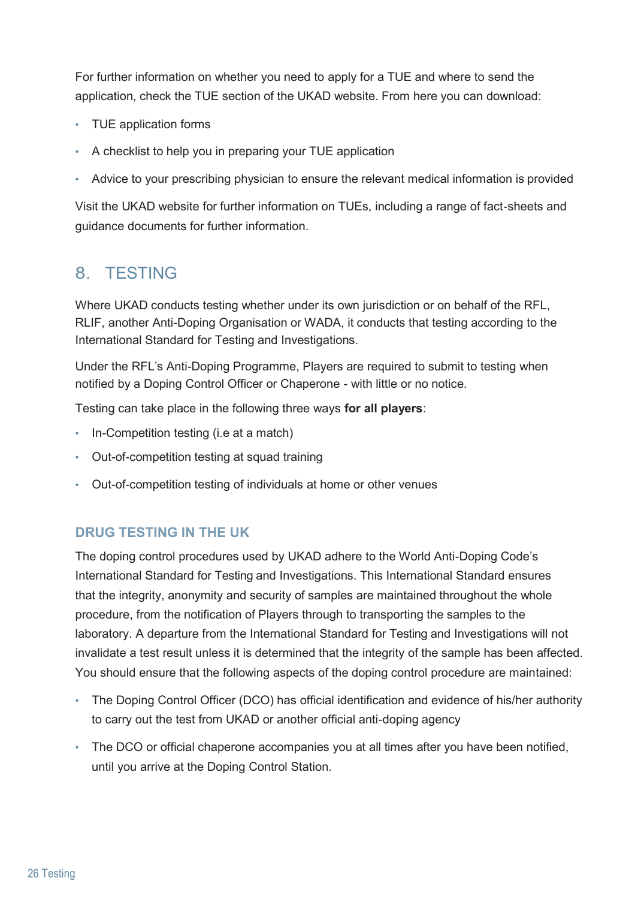For further information on whether you need to apply for a TUE and where to send the application, check the TUE section of the UKAD website. From here you can download:

- TUE application forms
- A checklist to help you in preparing your TUE application
- Advice to your prescribing physician to ensure the relevant medical information is provided

Visit the UKAD website for further information on TUEs, including a range of fact-sheets and guidance documents for further information.

## 8. TESTING

Where UKAD conducts testing whether under its own jurisdiction or on behalf of the RFL, RLIF, another Anti-Doping Organisation or WADA, it conducts that testing according to the International Standard for Testing and Investigations.

Under the RFL's Anti-Doping Programme, Players are required to submit to testing when notified by a Doping Control Officer or Chaperone - with little or no notice.

Testing can take place in the following three ways **for all players**:

- In-Competition testing (i.e at a match)
- Out-of-competition testing at squad training
- Out-of-competition testing of individuals at home or other venues

### DRUG TESTING IN THE UK

The doping control procedures used by UKAD adhere to the World Anti-Doping Code's International Standard for Testing and Investigations. This International Standard ensures that the integrity, anonymity and security of samples are maintained throughout the whole procedure, from the notification of Players through to transporting the samples to the laboratory. A departure from the International Standard for Testing and Investigations will not invalidate a test result unless it is determined that the integrity of the sample has been affected. You should ensure that the following aspects of the doping control procedure are maintained:

- The Doping Control Officer (DCO) has official identification and evidence of his/her authority to carry out the test from UKAD or another official anti-doping agency
- The DCO or official chaperone accompanies you at all times after you have been notified, until you arrive at the Doping Control Station.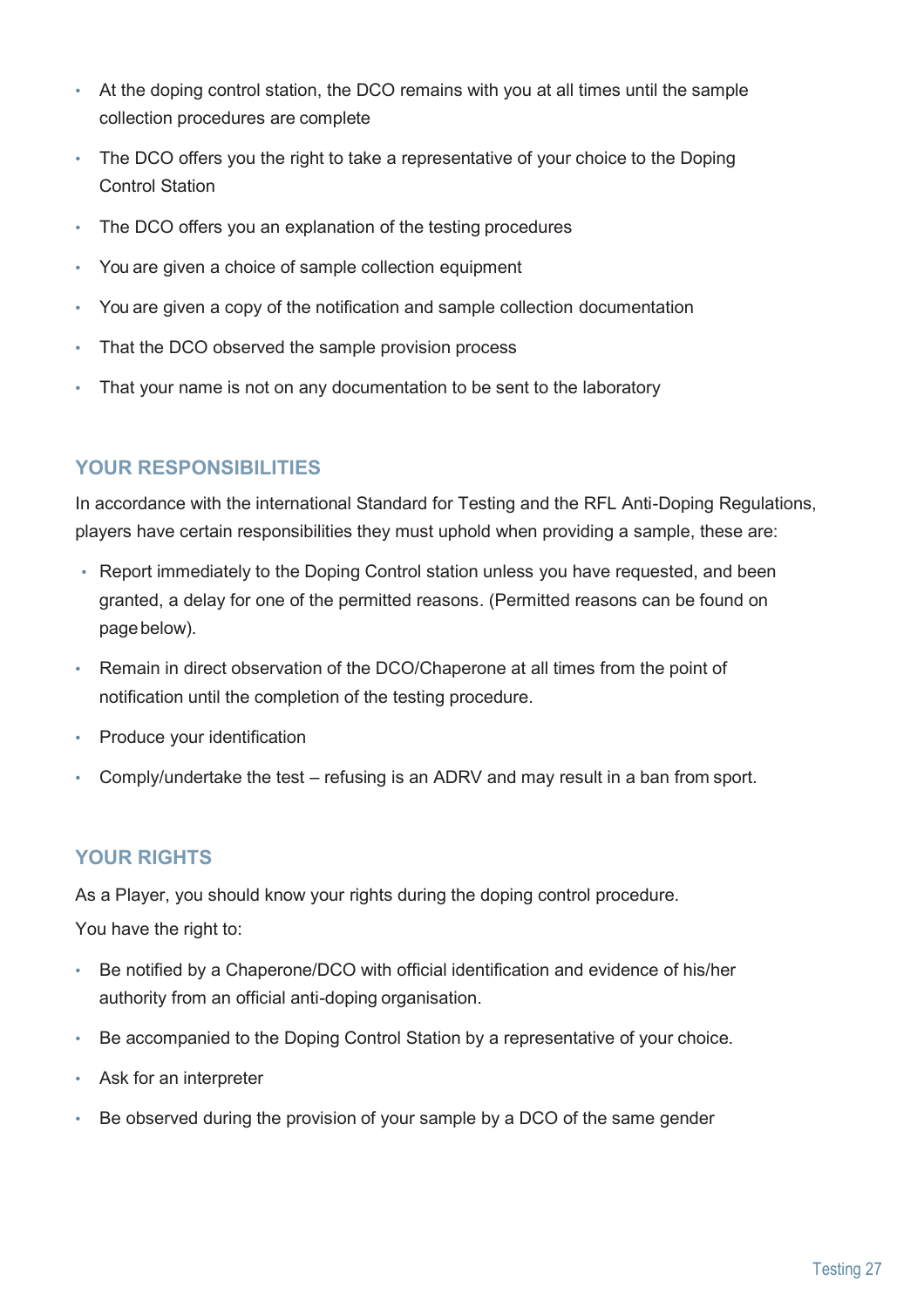- At the doping control station, the DCO remains with you at all times until the sample collection procedures are complete
- The DCO offers you the right to take a representative of your choice to the Doping Control Station
- The DCO offers you an explanation of the testing procedures
- You are given a choice of sample collection equipment
- You are given a copy of the notification and sample collection documentation
- That the DCO observed the sample provision process
- That your name is not on any documentation to be sent to the laboratory

## YOUR RESPONSIBILITIES

In accordance with the international Standard for Testing and the RFL Anti-Doping Regulations, players have certain responsibilities they must uphold when providing a sample, these are:

- Report immediately to the Doping Control station unless you have requested, and been granted, a delay for one of the permitted reasons. (Permitted reasons can be found on page below).
- Remain in direct observation of the DCO/Chaperone at all times from the point of notification until the completion of the testing procedure.
- Produce your identification
- Comply/undertake the test – refusing is an ADRV and may result in a ban from sport.

## YOUR RIGHTS

As a Player, you should know your rights during the doping control procedure.

You have the right to:

- Be notified by a Chaperone/DCO with official identification and evidence of his/her authority from an official anti-doping organisation.
- Be accompanied to the Doping Control Station by a representative of your choice.
- Ask for an interpreter
- Be observed during the provision of your sample by a DCO of the same gender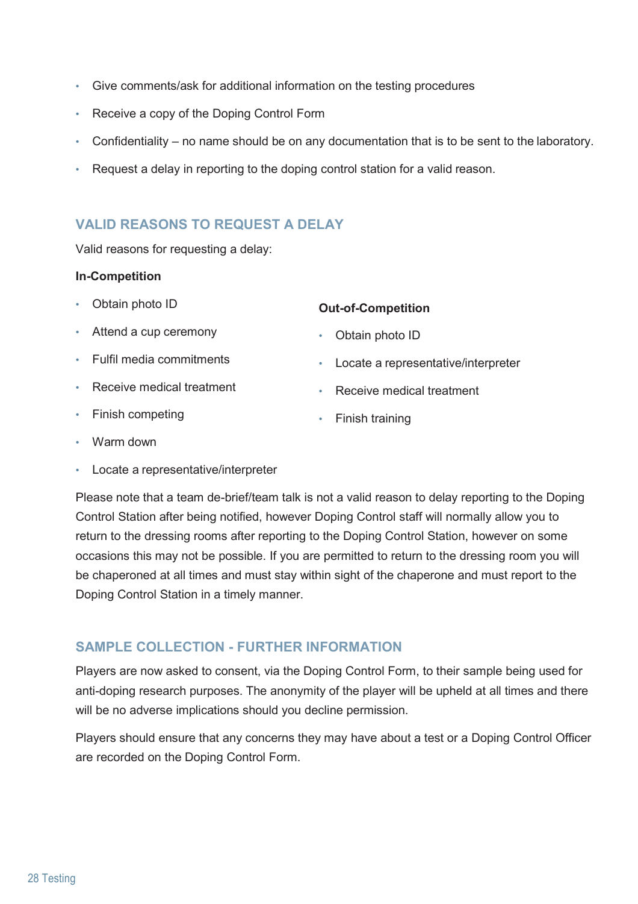- Give comments/ask for additional information on the testing procedures
- Receive a copy of the Doping Control Form
- Confidentiality – no name should be on any documentation that is to be sent to the laboratory.
- Request a delay in reporting to the doping control station for a valid reason.

## VALID REASONS TO REQUEST A DELAY

Valid reasons for requesting a delay:

**In-Competition**

- Obtain photo ID
- Attend a cup ceremony
- Fulfil media commitments
- Receive medical treatment
- Finish competing
- Warm down
- Locate a representative/interpreter

**Out-of-Competition**

- Obtain photo ID
- Locate a representative/interpreter
- Receive medical treatment
- Finish training

Please note that a team de-brief/team talk is not a valid reason to delay reporting to the Doping Control Station after being notified, however Doping Control staff will normally allow you to return to the dressing rooms after reporting to the Doping Control Station, however on some occasions this may not be possible. If you are permitted to return to the dressing room you will be chaperoned at all times and must stay within sight of the chaperone and must report to the Doping Control Station in a timely manner.

## SAMPLE COLLECTION - FURTHER INFORMATION

Players are now asked to consent, via the Doping Control Form, to their sample being used for anti-doping research purposes. The anonymity of the player will be upheld at all times and there will be no adverse implications should you decline permission.

Players should ensure that any concerns they may have about a test or a Doping Control Officer are recorded on the Doping Control Form.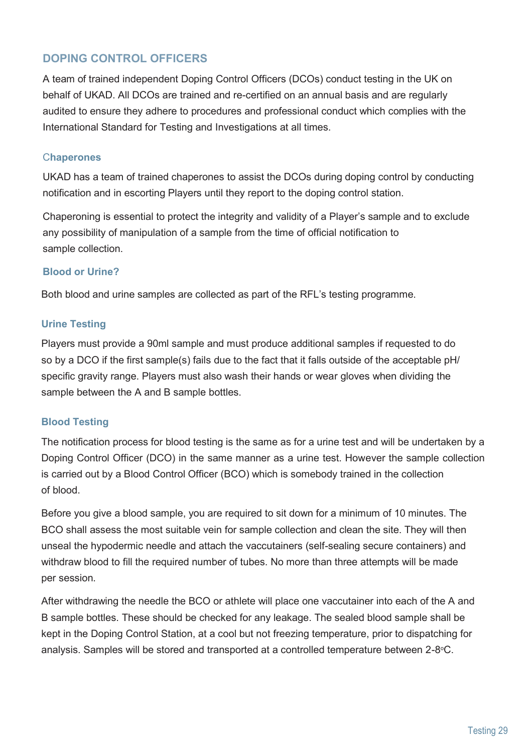## DOPING CONTROL OFFICERS

A team of trained independent Doping Control Officers (DCOs) conduct testing in the UK on behalf of UKAD. All DCOs are trained and re-certified on an annual basis and are regularly audited to ensure they adhere to procedures and professional conduct which complies with the International Standard for Testing and Investigations at all times.

### Chaperones

UKAD has a team of trained chaperones to assist the DCOs during doping control by conducting notification and in escorting Players until they report to the doping control station.

Chaperoning is essential to protect the integrity and validity of a Player's sample and to exclude any possibility of manipulation of a sample from the time of official notification to sample collection.

### Blood or Urine?

Both blood and urine samples are collected as part of the RFL's testing programme.

### Urine Testing

Players must provide a 90ml sample and must produce additional samples if requested to do so by a DCO if the first sample(s) fails due to the fact that it falls outside of the acceptable pH/ specific gravity range. Players must also wash their hands or wear gloves when dividing the sample between the A and B sample bottles.

### Blood Testing

The notification process for blood testing is the same as for a urine test and will be undertaken by a Doping Control Officer (DCO) in the same manner as a urine test. However the sample collection is carried out by a Blood Control Officer (BCO) which is somebody trained in the collection of blood.

Before you give a blood sample, you are required to sit down for a minimum of 10 minutes. The BCO shall assess the most suitable vein for sample collection and clean the site. They will then unseal the hypodermic needle and attach the vaccutainers (self-sealing secure containers) and withdraw blood to fill the required number of tubes. No more than three attempts will be made per session.

After withdrawing the needle the BCO or athlete will place one vaccutainer into each of the A and B sample bottles. These should be checked for any leakage. The sealed blood sample shall be kept in the Doping Control Station, at a cool but not freezing temperature, prior to dispatching for analysis. Samples will be stored and transported at a controlled temperature between 2-8°C.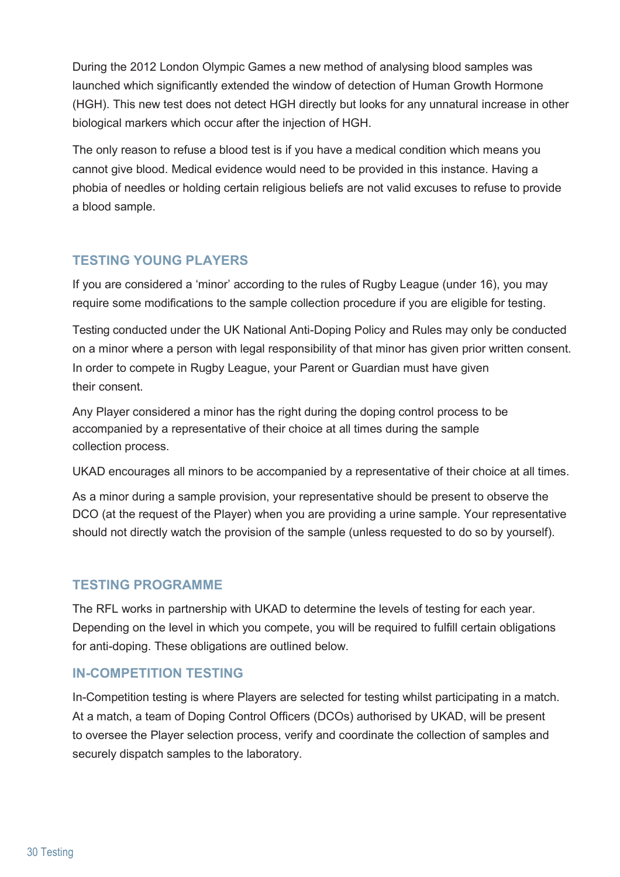During the 2012 London Olympic Games a new method of analysing blood samples was launched which significantly extended the window of detection of Human Growth Hormone (HGH). This new test does not detect HGH directly but looks for any unnatural increase in other biological markers which occur after the injection of HGH.

The only reason to refuse a blood test is if you have a medical condition which means you cannot give blood. Medical evidence would need to be provided in this instance. Having a phobia of needles or holding certain religious beliefs are not valid excuses to refuse to provide a blood sample.

## TESTING YOUNG PLAYERS

If you are considered a 'minor' according to the rules of Rugby League (under 16), you may require some modifications to the sample collection procedure if you are eligible for testing.

Testing conducted under the UK National Anti-Doping Policy and Rules may only be conducted on a minor where a person with legal responsibility of that minor has given prior written consent. In order to compete in Rugby League, your Parent or Guardian must have given their consent.

Any Player considered a minor has the right during the doping control process to be accompanied by a representative of their choice at all times during the sample collection process.

UKAD encourages all minors to be accompanied by a representative of their choice at all times.

As a minor during a sample provision, your representative should be present to observe the DCO (at the request of the Player) when you are providing a urine sample. Your representative should not directly watch the provision of the sample (unless requested to do so by yourself).

## TESTING PROGRAMME

The RFL works in partnership with UKAD to determine the levels of testing for each year. Depending on the level in which you compete, you will be required to fulfill certain obligations for anti-doping. These obligations are outlined below.

### IN-COMPETITION TESTING

In-Competition testing is where Players are selected for testing whilst participating in a match. At a match, a team of Doping Control Officers (DCOs) authorised by UKAD, will be present to oversee the Player selection process, verify and coordinate the collection of samples and securely dispatch samples to the laboratory.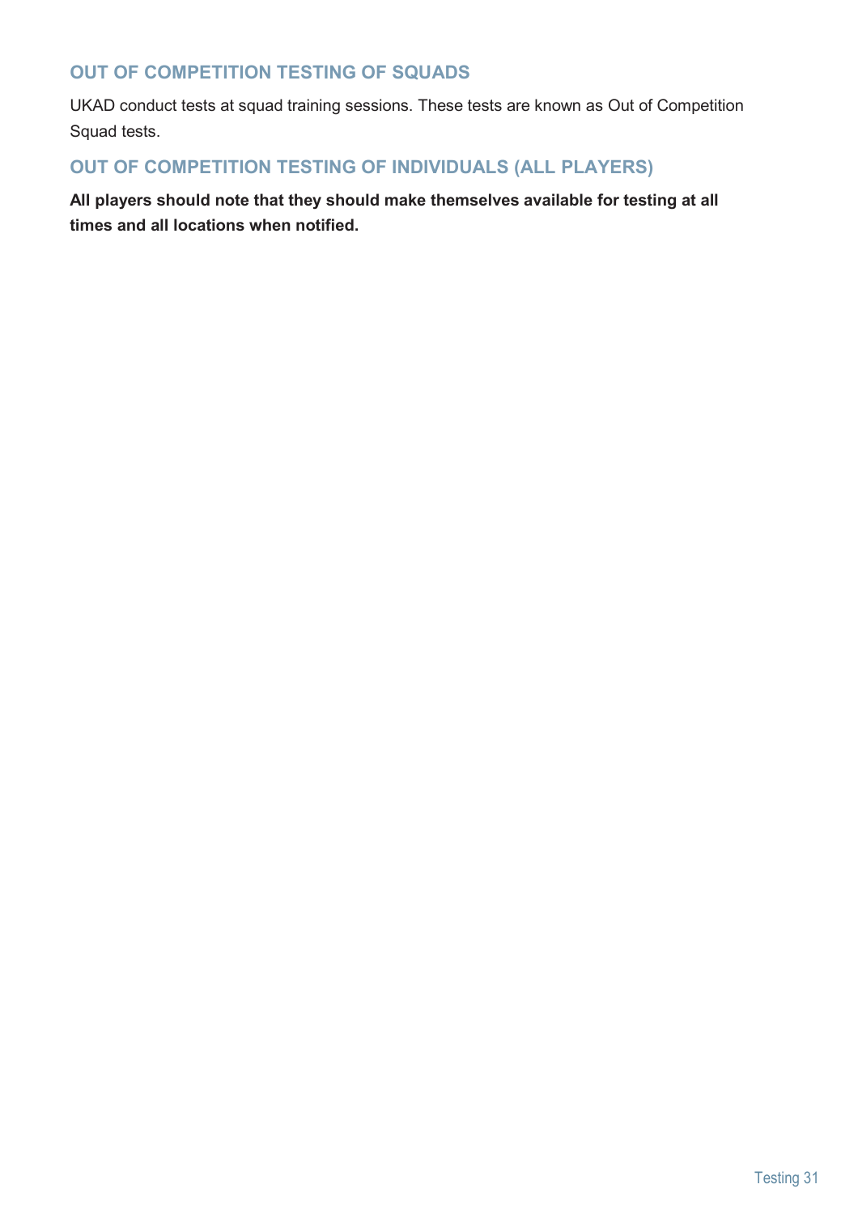## OUT OF COMPETITION TESTING OF SQUADS

UKAD conduct tests at squad training sessions. These tests are known as Out of Competition Squad tests.

## OUT OF COMPETITION TESTING OF INDIVIDUALS (ALL PLAYERS)

**All players should note that they should make themselves available for testing at all times and all locations when notified.**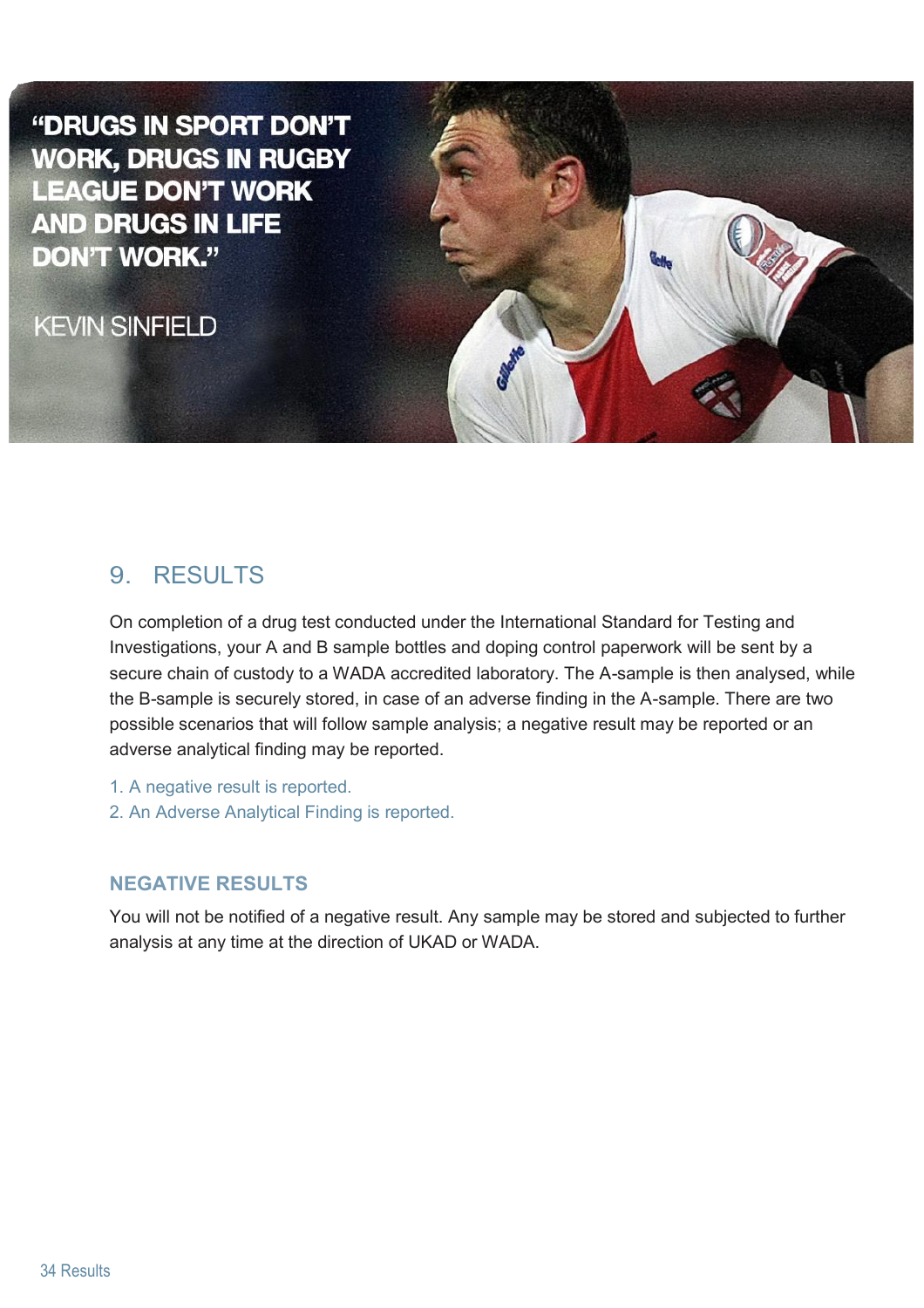"DRUGS IN SPORT DON'T WORK, DRUGS IN RUGBY LEAGUE DON'T WORK AND DRUGS IN LIFE DON'T WORK."

KEVIN SINFIELD

## 9. RESULTS

On completion of a drug test conducted under the International Standard for Testing and Investigations, your A and B sample bottles and doping control paperwork will be sent by a secure chain of custody to a WADA accredited laboratory. The A-sample is then analysed, while the B-sample is securely stored, in case of an adverse finding in the A-sample. There are two possible scenarios that will follow sample analysis; a negative result may be reported or an adverse analytical finding may be reported.

1. A negative result is reported.
2. An Adverse Analytical Finding is reported.

### NEGATIVE RESULTS

You will not be notified of a negative result. Any sample may be stored and subjected to further analysis at any time at the direction of UKAD or WADA.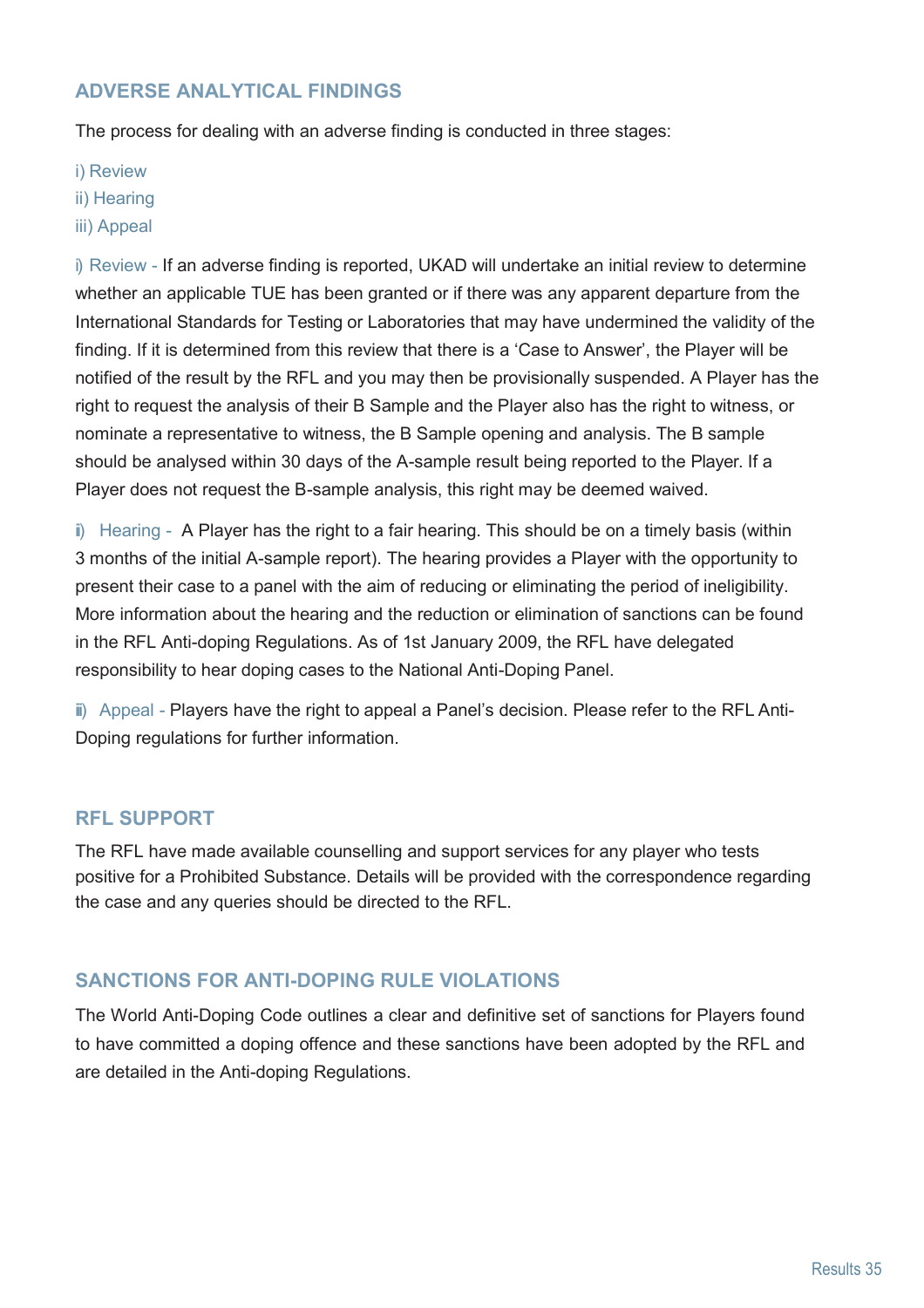## ADVERSE ANALYTICAL FINDINGS

The process for dealing with an adverse finding is conducted in three stages:

i) Review
ii) Hearing
iii) Appeal

i) Review - If an adverse finding is reported, UKAD will undertake an initial review to determine whether an applicable TUE has been granted or if there was any apparent departure from the International Standards for Testing or Laboratories that may have undermined the validity of the finding. If it is determined from this review that there is a 'Case to Answer', the Player will be notified of the result by the RFL and you may then be provisionally suspended. A Player has the right to request the analysis of their B Sample and the Player also has the right to witness, or nominate a representative to witness, the B Sample opening and analysis. The B sample should be analysed within 30 days of the A-sample result being reported to the Player. If a Player does not request the B-sample analysis, this right may be deemed waived.

ii) Hearing - A Player has the right to a fair hearing. This should be on a timely basis (within 3 months of the initial A-sample report). The hearing provides a Player with the opportunity to present their case to a panel with the aim of reducing or eliminating the period of ineligibility. More information about the hearing and the reduction or elimination of sanctions can be found in the RFL Anti-doping Regulations. As of 1st January 2009, the RFL have delegated responsibility to hear doping cases to the National Anti-Doping Panel.

iii) Appeal - Players have the right to appeal a Panel's decision. Please refer to the RFL Anti-Doping regulations for further information.

## RFL SUPPORT

The RFL have made available counselling and support services for any player who tests positive for a Prohibited Substance. Details will be provided with the correspondence regarding the case and any queries should be directed to the RFL.

## SANCTIONS FOR ANTI-DOPING RULE VIOLATIONS

The World Anti-Doping Code outlines a clear and definitive set of sanctions for Players found to have committed a doping offence and these sanctions have been adopted by the RFL and are detailed in the Anti-doping Regulations.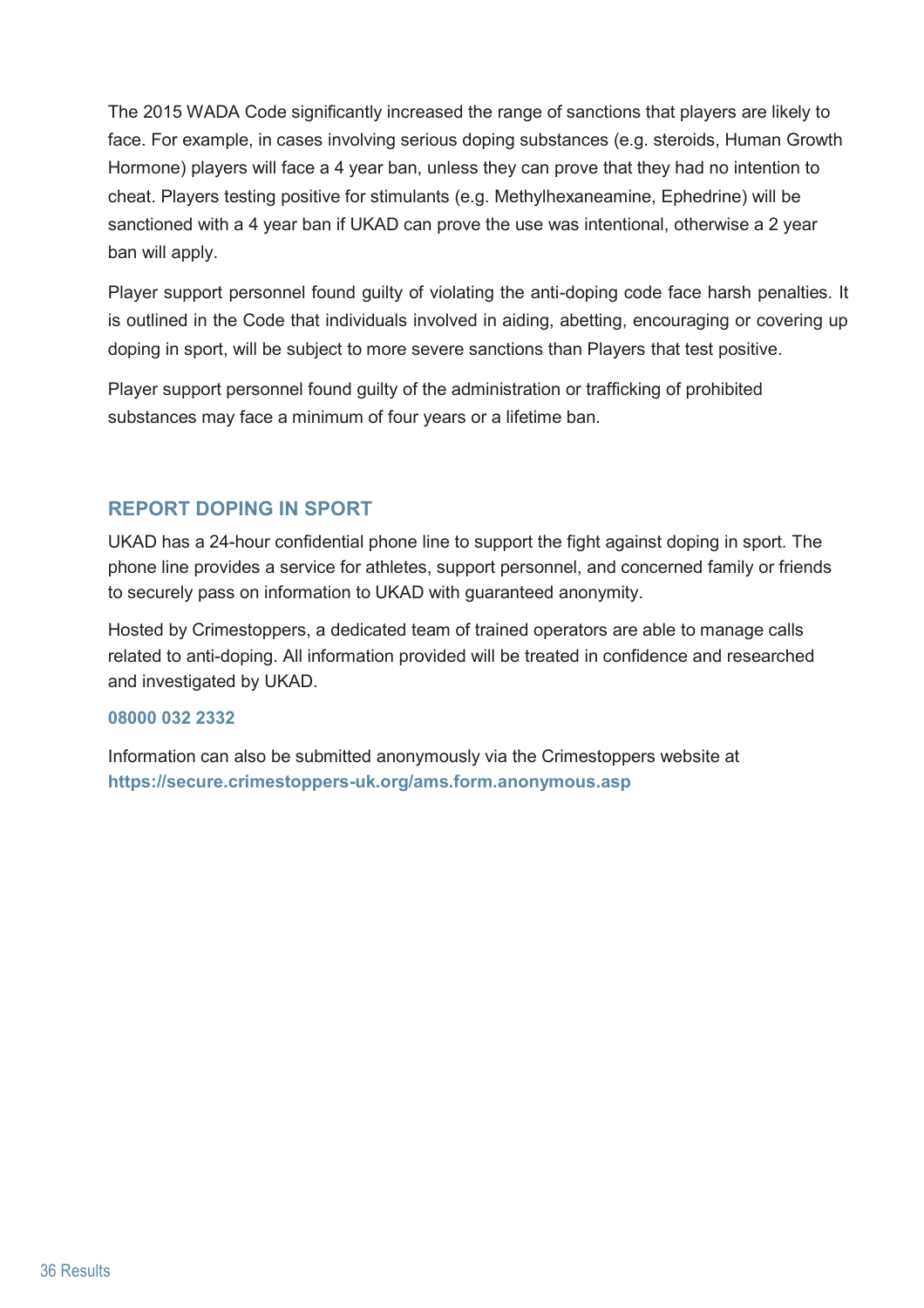The 2015 WADA Code significantly increased the range of sanctions that players are likely to face. For example, in cases involving serious doping substances (e.g. steroids, Human Growth Hormone) players will face a 4 year ban, unless they can prove that they had no intention to cheat. Players testing positive for stimulants (e.g. Methylhexaneamine, Ephedrine) will be sanctioned with a 4 year ban if UKAD can prove the use was intentional, otherwise a 2 year ban will apply.

Player support personnel found guilty of violating the anti-doping code face harsh penalties. It is outlined in the Code that individuals involved in aiding, abetting, encouraging or covering up doping in sport, will be subject to more severe sanctions than Players that test positive.

Player support personnel found guilty of the administration or trafficking of prohibited substances may face a minimum of four years or a lifetime ban.

## REPORT DOPING IN SPORT

UKAD has a 24-hour confidential phone line to support the fight against doping in sport. The phone line provides a service for athletes, support personnel, and concerned family or friends to securely pass on information to UKAD with guaranteed anonymity.

Hosted by Crimestoppers, a dedicated team of trained operators are able to manage calls related to anti-doping. All information provided will be treated in confidence and researched and investigated by UKAD.

**08000 032 2332**

Information can also be submitted anonymously via the Crimestoppers website at **https://secure.crimestoppers-uk.org/ams.form.anonymous.asp**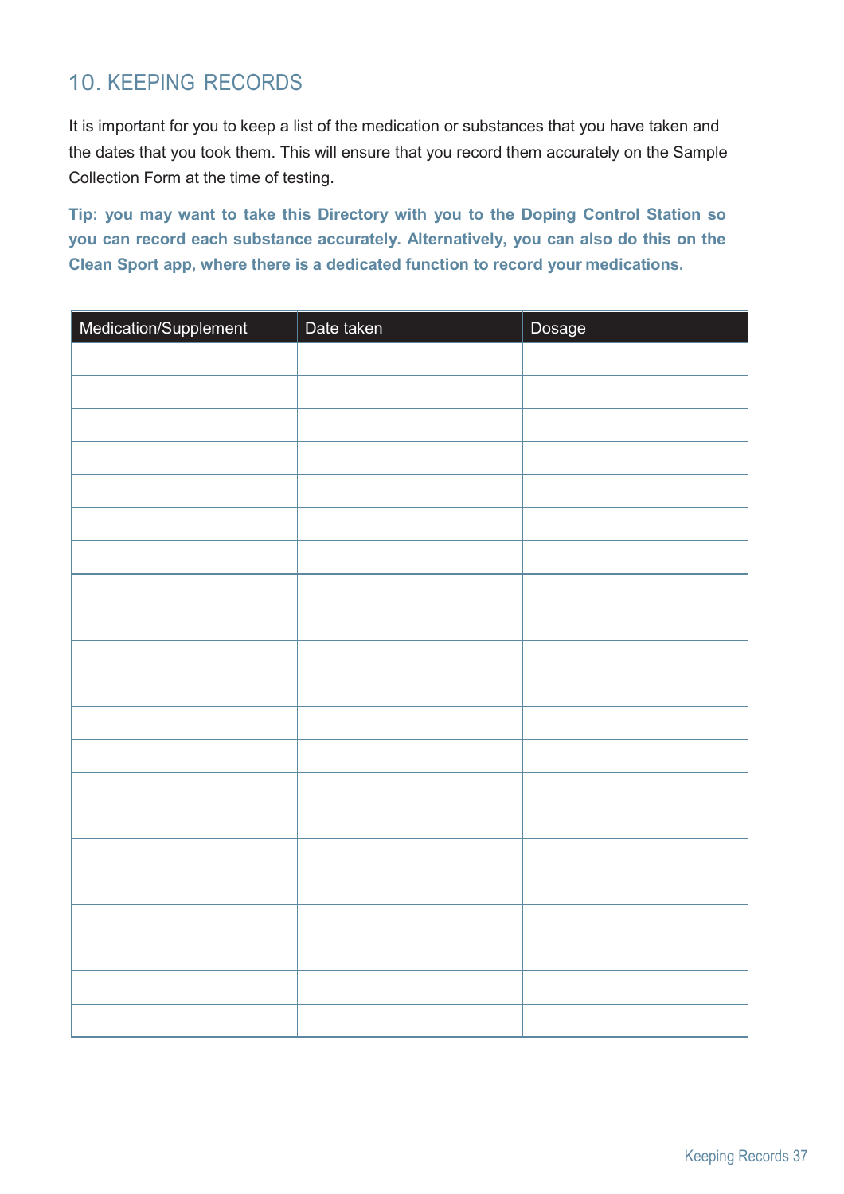## 10. KEEPING RECORDS

It is important for you to keep a list of the medication or substances that you have taken and the dates that you took them. This will ensure that you record them accurately on the Sample Collection Form at the time of testing.

**Tip: you may want to take this Directory with you to the Doping Control Station so you can record each substance accurately. Alternatively, you can also do this on the Clean Sport app, where there is a dedicated function to record your medications.**

| Medication/Supplement | Date taken | Dosage |
|---|---|---|
| | | |
| | | |
| | | |
| | | |
| | | |
| | | |
| | | |
| | | |
| | | |
| | | |
| | | |
| | | |
| | | |
| | | |
| | | |
| | | |
| | | |
| | | |
| | | |
| | | |
| | | |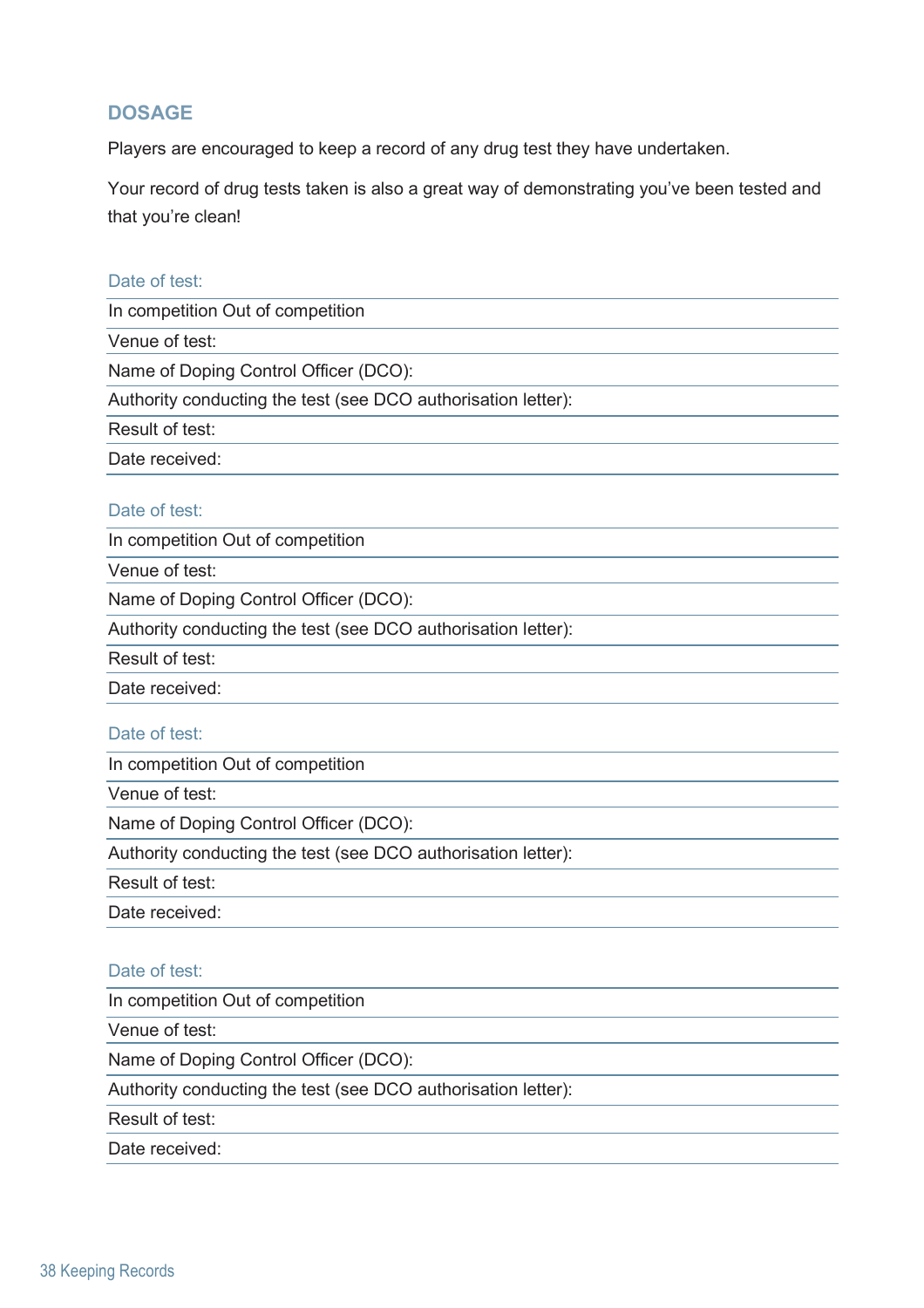## DOSAGE

Players are encouraged to keep a record of any drug test they have undertaken.

Your record of drug tests taken is also a great way of demonstrating you've been tested and that you're clean!

Date of test:

In competition Out of competition

Venue of test:

Name of Doping Control Officer (DCO):

Authority conducting the test (see DCO authorisation letter):

Result of test:

Date received:

Date of test:

In competition Out of competition

Venue of test:

Name of Doping Control Officer (DCO):

Authority conducting the test (see DCO authorisation letter):

Result of test:

Date received:

Date of test:

In competition Out of competition

Venue of test:

Name of Doping Control Officer (DCO):

Authority conducting the test (see DCO authorisation letter):

Result of test:

Date received:

Date of test:

In competition Out of competition

Venue of test:

Name of Doping Control Officer (DCO):

Authority conducting the test (see DCO authorisation letter):

Result of test:

Date received: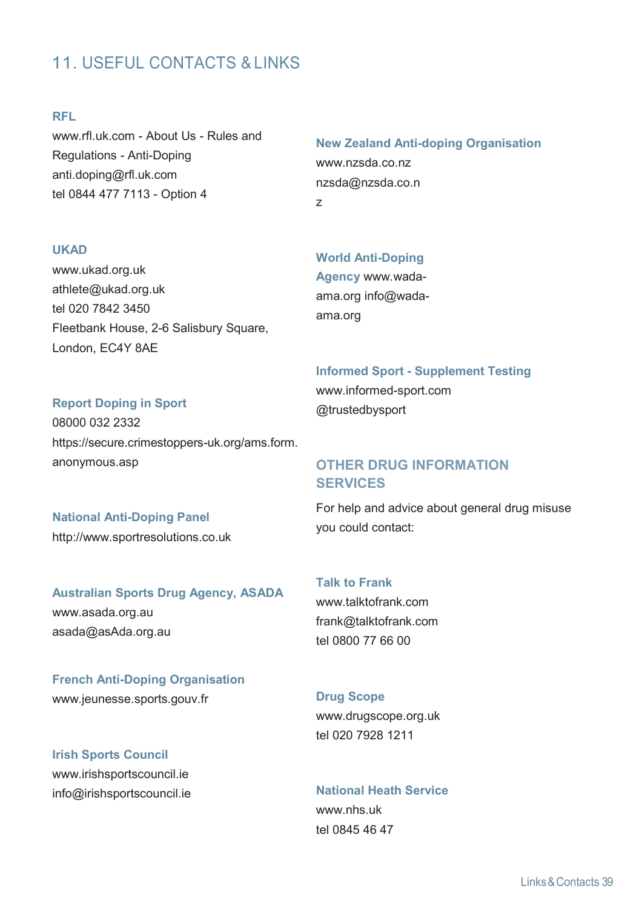# 11. USEFUL CONTACTS & LINKS

**RFL**
www.rfl.uk.com - About Us - Rules and Regulations - Anti-Doping
anti.doping@rfl.uk.com
tel 0844 477 7113 - Option 4

**UKAD**
www.ukad.org.uk
athlete@ukad.org.uk
tel 020 7842 3450
Fleetbank House, 2-6 Salisbury Square,
London, EC4Y 8AE

**Report Doping in Sport**
08000 032 2332
https://secure.crimestoppers-uk.org/ams.form.anonymous.asp

**National Anti-Doping Panel**
http://www.sportresolutions.co.uk

**Australian Sports Drug Agency, ASADA**
www.asada.org.au
asada@asAda.org.au

**French Anti-Doping Organisation**
www.jeunesse.sports.gouv.fr

**Irish Sports Council**
www.irishsportscouncil.ie
info@irishsportscouncil.ie

**New Zealand Anti-doping Organisation**
www.nzsda.co.nz
nzsda@nzsda.co.nz

**World Anti-Doping Agency** www.wada-ama.org info@wada-ama.org

**Informed Sport - Supplement Testing**
www.informed-sport.com
@trustedbysport

## OTHER DRUG INFORMATION SERVICES

For help and advice about general drug misuse you could contact:

**Talk to Frank**
www.talktofrank.com
frank@talktofrank.com
tel 0800 77 66 00

**Drug Scope**
www.drugscope.org.uk
tel 020 7928 1211

**National Heath Service**
www.nhs.uk
tel 0845 46 47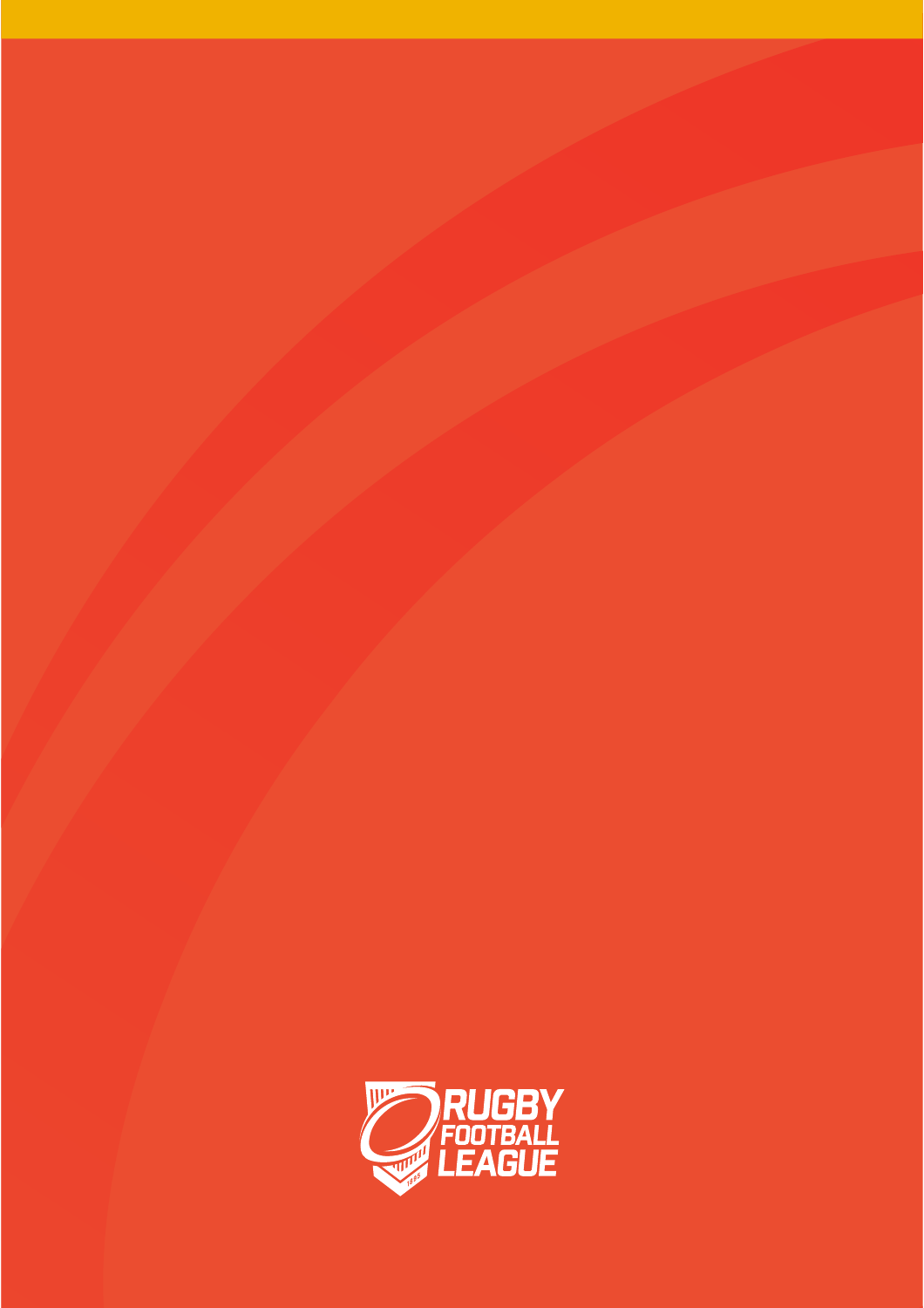RUGBY
FOOTBALL
LEAGUE